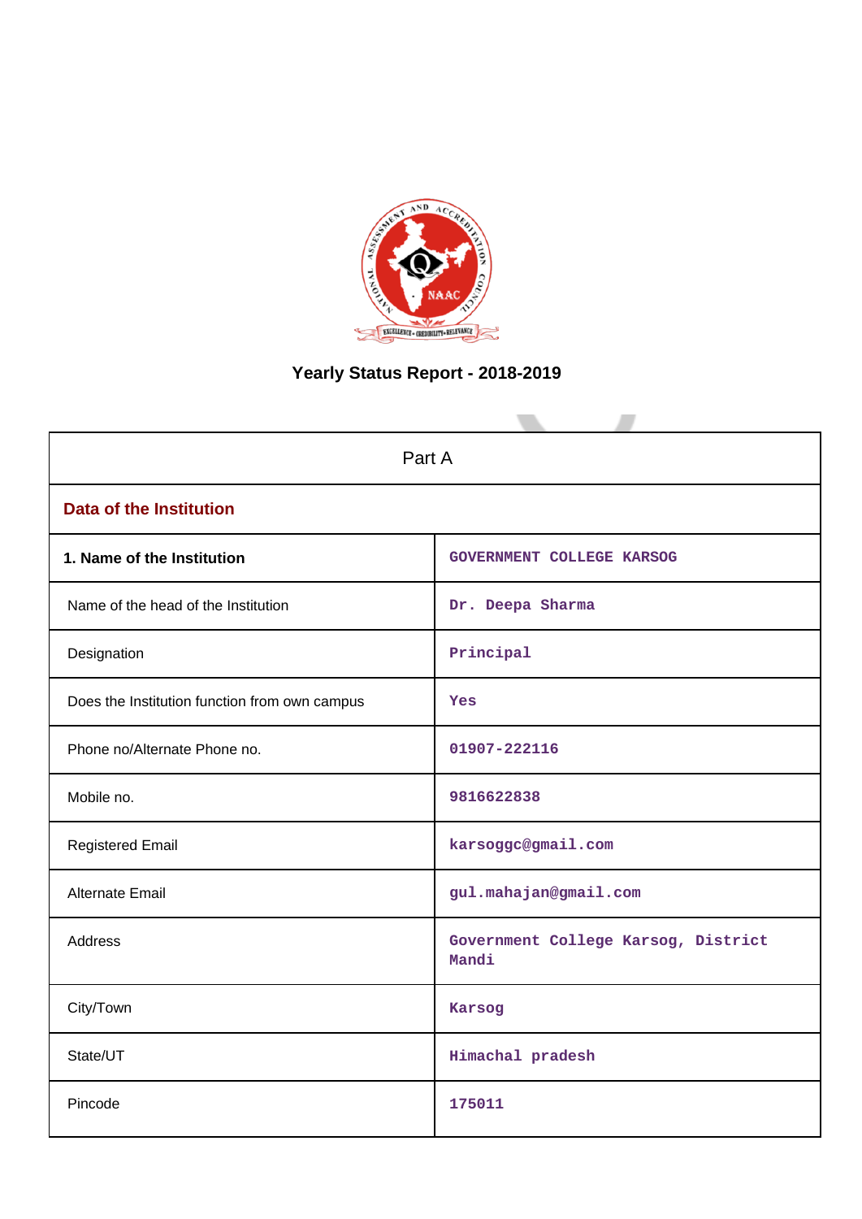# Yearly Status Report - 2018-2019

| Part A | |
|---|---|
| **Data of the Institution** | |
| **1. Name of the Institution** | GOVERNMENT COLLEGE KARSOG |
| Name of the head of the Institution | Dr. Deepa Sharma |
| Designation | Principal |
| Does the Institution function from own campus | Yes |
| Phone no/Alternate Phone no. | 01907-222116 |
| Mobile no. | 9816622838 |
| Registered Email | karsoggc@gmail.com |
| Alternate Email | gul.mahajan@gmail.com |
| Address | Government College Karsog, District Mandi |
| City/Town | Karsog |
| State/UT | Himachal pradesh |
| Pincode | 175011 |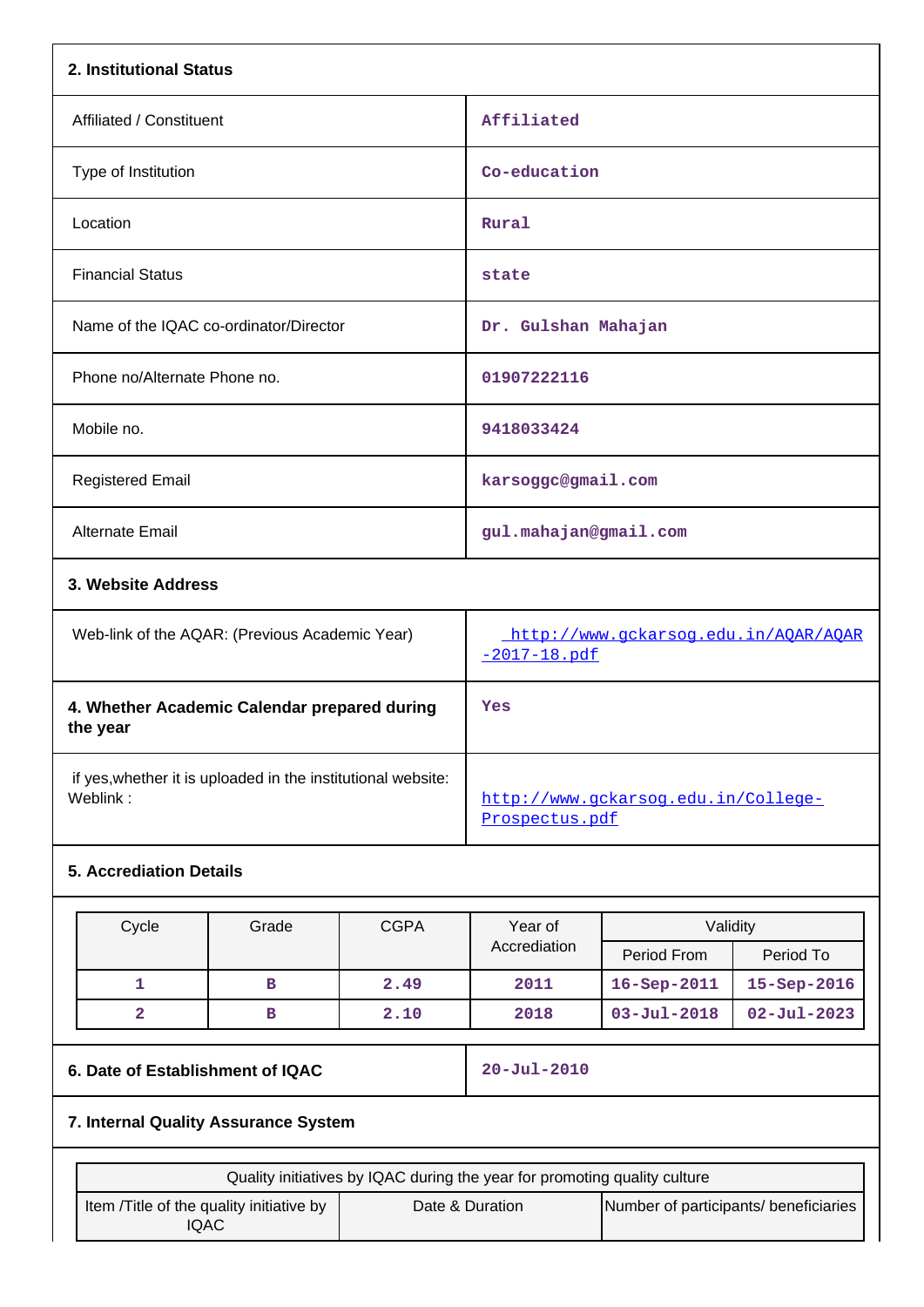## 2. Institutional Status

| | |
|---|---|
| Affiliated / Constituent | Affiliated |
| Type of Institution | Co-education |
| Location | Rural |
| Financial Status | state |
| Name of the IQAC co-ordinator/Director | Dr. Gulshan Mahajan |
| Phone no/Alternate Phone no. | 01907222116 |
| Mobile no. | 9418033424 |
| Registered Email | karsoggc@gmail.com |
| Alternate Email | gul.mahajan@gmail.com |

## 3. Website Address

| | |
|---|---|
| Web-link of the AQAR: (Previous Academic Year) | http://www.gckarsog.edu.in/AQAR/AQAR-2017-18.pdf |
| **4. Whether Academic Calendar prepared during the year** | Yes |
| if yes,whether it is uploaded in the institutional website: Weblink : | http://www.gckarsog.edu.in/College-Prospectus.pdf |

## 5. Accrediation Details

| Cycle | Grade | CGPA | Year of Accrediation | Validity | |
|---|---|---|---|---|---|
| | | | | Period From | Period To |
| 1 | B | 2.49 | 2011 | 16-Sep-2011 | 15-Sep-2016 |
| 2 | B | 2.10 | 2018 | 03-Jul-2018 | 02-Jul-2023 |

| | |
|---|---|
| **6. Date of Establishment of IQAC** | 20-Jul-2010 |

## 7. Internal Quality Assurance System

| Quality initiatives by IQAC during the year for promoting quality culture | | |
|---|---|---|
| Item /Title of the quality initiative by IQAC | Date & Duration | Number of participants/ beneficiaries |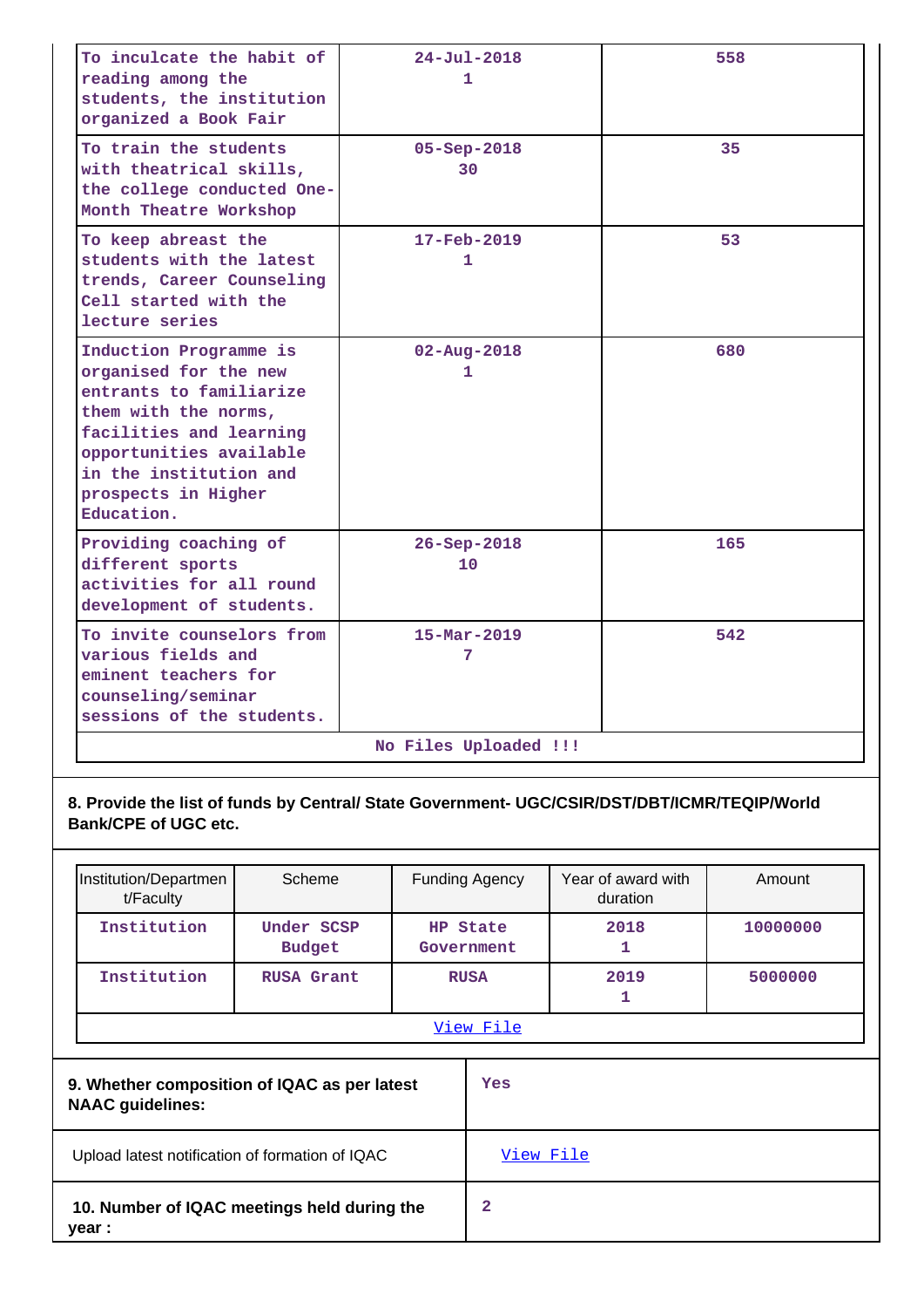| | | |
|---|---|---|
| To inculcate the habit of reading among the students, the institution organized a Book Fair | 24-Jul-2018 1 | 558 |
| To train the students with theatrical skills, the college conducted One-Month Theatre Workshop | 05-Sep-2018 30 | 35 |
| To keep abreast the students with the latest trends, Career Counseling Cell started with the lecture series | 17-Feb-2019 1 | 53 |
| Induction Programme is organised for the new entrants to familiarize them with the norms, facilities and learning opportunities available in the institution and prospects in Higher Education. | 02-Aug-2018 1 | 680 |
| Providing coaching of different sports activities for all round development of students. | 26-Sep-2018 10 | 165 |
| To invite counselors from various fields and eminent teachers for counseling/seminar sessions of the students. | 15-Mar-2019 7 | 542 |
| No Files Uploaded !!! | | |

**8. Provide the list of funds by Central/ State Government- UGC/CSIR/DST/DBT/ICMR/TEQIP/World Bank/CPE of UGC etc.**

| Institution/Department/Faculty | Scheme | Funding Agency | Year of award with duration | Amount |
|---|---|---|---|---|
| Institution | Under SCSP Budget | HP State Government | 2018 1 | 10000000 |
| Institution | RUSA Grant | RUSA | 2019 1 | 5000000 |
| View File | | | | |

| | |
|---|---|
| **9. Whether composition of IQAC as per latest NAAC guidelines:** | Yes |
| Upload latest notification of formation of IQAC | View File |
| **10. Number of IQAC meetings held during the year :** | 2 |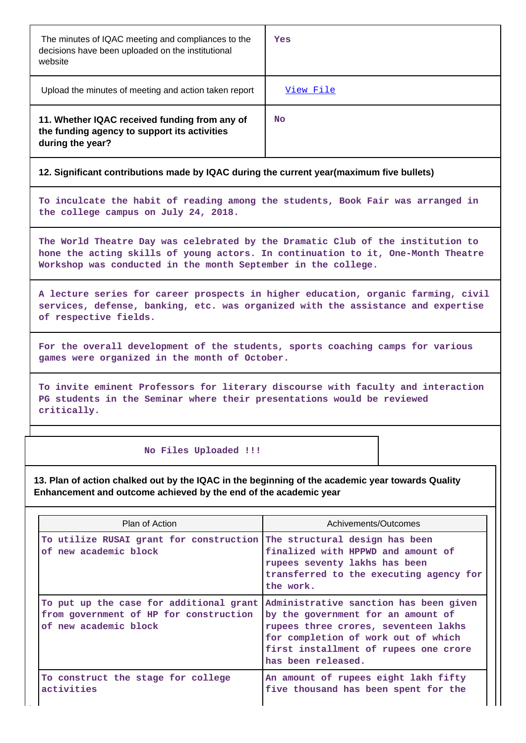| The minutes of IQAC meeting and compliances to the decisions have been uploaded on the institutional website | Yes |
|---|---|
| Upload the minutes of meeting and action taken report | View File |
| **11. Whether IQAC received funding from any of the funding agency to support its activities during the year?** | No |

**12. Significant contributions made by IQAC during the current year(maximum five bullets)**

To inculcate the habit of reading among the students, Book Fair was arranged in the college campus on July 24, 2018.

The World Theatre Day was celebrated by the Dramatic Club of the institution to hone the acting skills of young actors. In continuation to it, One-Month Theatre Workshop was conducted in the month September in the college.

A lecture series for career prospects in higher education, organic farming, civil services, defense, banking, etc. was organized with the assistance and expertise of respective fields.

For the overall development of the students, sports coaching camps for various games were organized in the month of October.

To invite eminent Professors for literary discourse with faculty and interaction PG students in the Seminar where their presentations would be reviewed critically.

No Files Uploaded !!!

**13. Plan of action chalked out by the IQAC in the beginning of the academic year towards Quality Enhancement and outcome achieved by the end of the academic year**

| Plan of Action | Achivements/Outcomes |
|---|---|
| To utilize RUSAI grant for construction of new academic block | The structural design has been finalized with HPPWD and amount of rupees seventy lakhs has been transferred to the executing agency for the work. |
| To put up the case for additional grant from government of HP for construction of new academic block | Administrative sanction has been given by the government for an amount of rupees three crores, seventeen lakhs for completion of work out of which first installment of rupees one crore has been released. |
| To construct the stage for college activities | An amount of rupees eight lakh fifty five thousand has been spent for the |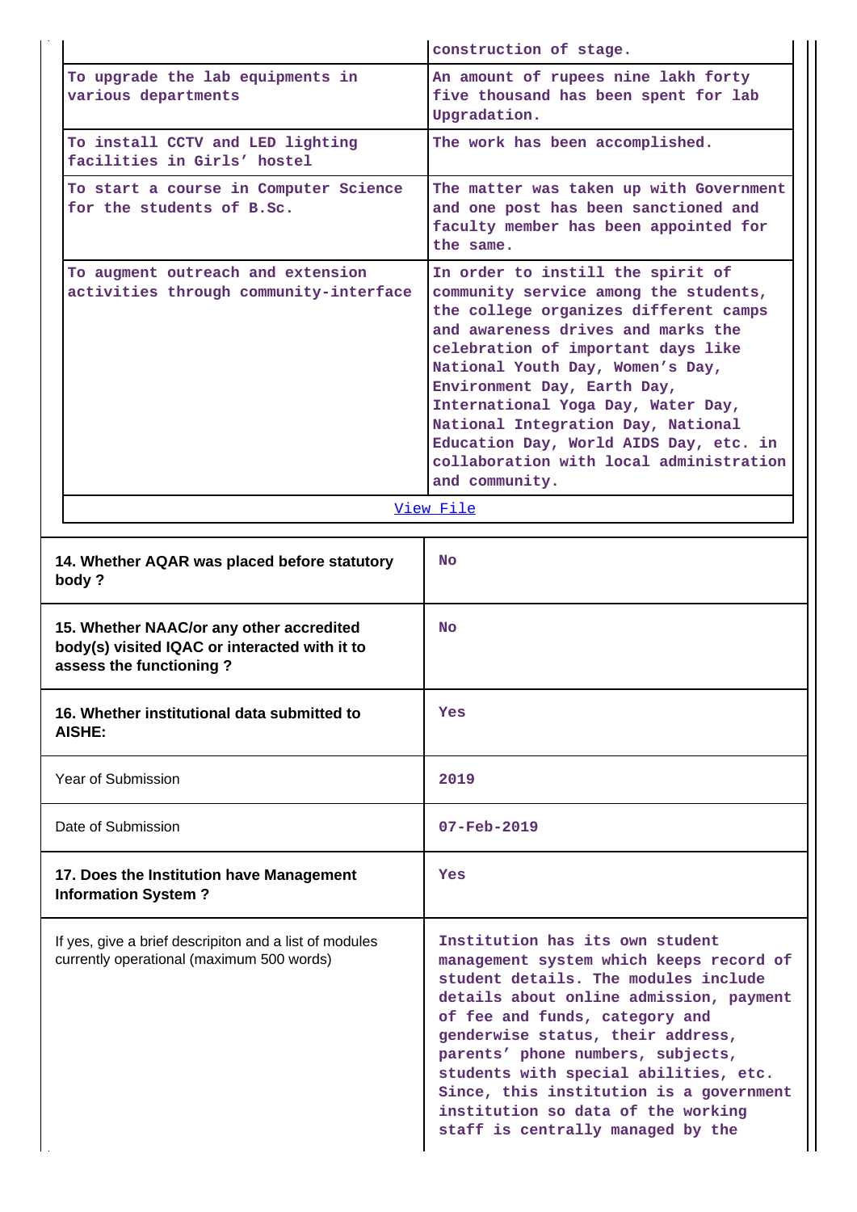| | |
|---|---|
| | construction of stage. |
| To upgrade the lab equipments in various departments | An amount of rupees nine lakh forty five thousand has been spent for lab Upgradation. |
| To install CCTV and LED lighting facilities in Girls' hostel | The work has been accomplished. |
| To start a course in Computer Science for the students of B.Sc. | The matter was taken up with Government and one post has been sanctioned and faculty member has been appointed for the same. |
| To augment outreach and extension activities through community-interface | In order to instill the spirit of community service among the students, the college organizes different camps and awareness drives and marks the celebration of important days like National Youth Day, Women's Day, Environment Day, Earth Day, International Yoga Day, Water Day, National Integration Day, National Education Day, World AIDS Day, etc. in collaboration with local administration and community. |
| View File | |

| | |
|---|---|
| **14. Whether AQAR was placed before statutory body ?** | No |
| **15. Whether NAAC/or any other accredited body(s) visited IQAC or interacted with it to assess the functioning ?** | No |
| **16. Whether institutional data submitted to AISHE:** | Yes |
| Year of Submission | 2019 |
| Date of Submission | 07-Feb-2019 |
| **17. Does the Institution have Management Information System ?** | Yes |
| If yes, give a brief descripiton and a list of modules currently operational (maximum 500 words) | Institution has its own student management system which keeps record of student details. The modules include details about online admission, payment of fee and funds, category and genderwise status, their address, parents' phone numbers, subjects, students with special abilities, etc. Since, this institution is a government institution so data of the working staff is centrally managed by the |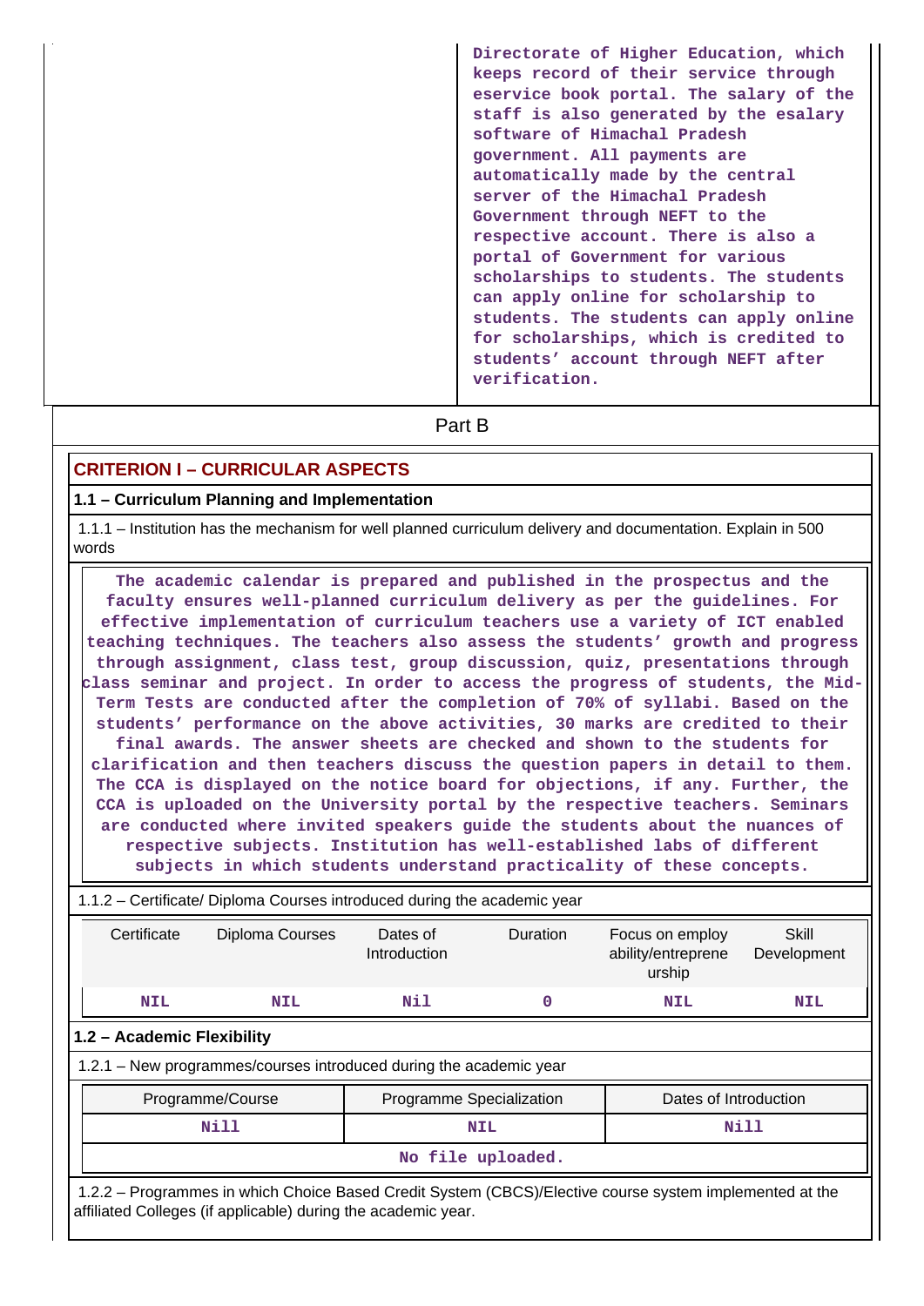| | Directorate of Higher Education, which keeps record of their service through eservice book portal. The salary of the staff is also generated by the esalary software of Himachal Pradesh government. All payments are automatically made by the central server of the Himachal Pradesh Government through NEFT to the respective account. There is also a portal of Government for various scholarships to students. The students can apply online for scholarship to students. The students can apply online for scholarships, which is credited to students' account through NEFT after verification. |
|---|---|

## Part B

## CRITERION I – CURRICULAR ASPECTS

### 1.1 – Curriculum Planning and Implementation

1.1.1 – Institution has the mechanism for well planned curriculum delivery and documentation. Explain in 500 words

The academic calendar is prepared and published in the prospectus and the faculty ensures well-planned curriculum delivery as per the guidelines. For effective implementation of curriculum teachers use a variety of ICT enabled teaching techniques. The teachers also assess the students' growth and progress through assignment, class test, group discussion, quiz, presentations through class seminar and project. In order to access the progress of students, the Mid-Term Tests are conducted after the completion of 70% of syllabi. Based on the students' performance on the above activities, 30 marks are credited to their final awards. The answer sheets are checked and shown to the students for clarification and then teachers discuss the question papers in detail to them. The CCA is displayed on the notice board for objections, if any. Further, the CCA is uploaded on the University portal by the respective teachers. Seminars are conducted where invited speakers guide the students about the nuances of respective subjects. Institution has well-established labs of different subjects in which students understand practicality of these concepts.

1.1.2 – Certificate/ Diploma Courses introduced during the academic year

| Certificate | Diploma Courses | Dates of Introduction | Duration | Focus on employ ability/entreprene urship | Skill Development |
|---|---|---|---|---|---|
| NIL | NIL | Nil | 0 | NIL | NIL |

### 1.2 – Academic Flexibility

1.2.1 – New programmes/courses introduced during the academic year

| Programme/Course | Programme Specialization | Dates of Introduction |
|---|---|---|
| Nill | NIL | Nill |
| No file uploaded. | | |

1.2.2 – Programmes in which Choice Based Credit System (CBCS)/Elective course system implemented at the affiliated Colleges (if applicable) during the academic year.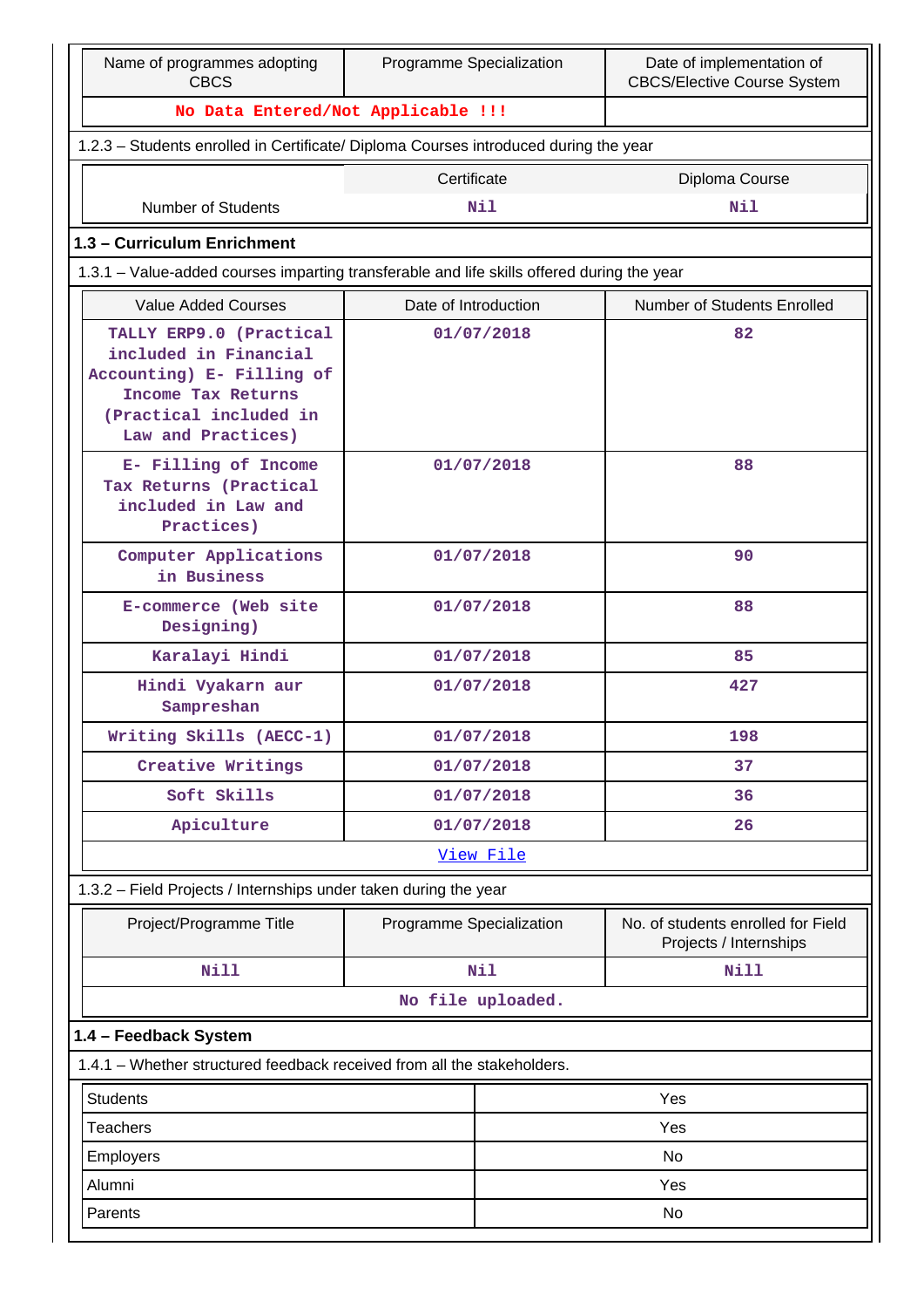| Name of programmes adopting CBCS | Programme Specialization | Date of implementation of CBCS/Elective Course System |
|---|---|---|
| No Data Entered/Not Applicable !!! | | |

1.2.3 – Students enrolled in Certificate/ Diploma Courses introduced during the year

| | Certificate | Diploma Course |
|---|---|---|
| Number of Students | Nil | Nil |

## 1.3 – Curriculum Enrichment

1.3.1 – Value-added courses imparting transferable and life skills offered during the year

| Value Added Courses | Date of Introduction | Number of Students Enrolled |
|---|---|---|
| TALLY ERP9.0 (Practical included in Financial Accounting) E- Filling of Income Tax Returns (Practical included in Law and Practices) | 01/07/2018 | 82 |
| E- Filling of Income Tax Returns (Practical included in Law and Practices) | 01/07/2018 | 88 |
| Computer Applications in Business | 01/07/2018 | 90 |
| E-commerce (Web site Designing) | 01/07/2018 | 88 |
| Karalayi Hindi | 01/07/2018 | 85 |
| Hindi Vyakarn aur Sampreshan | 01/07/2018 | 427 |
| Writing Skills (AECC-1) | 01/07/2018 | 198 |
| Creative Writings | 01/07/2018 | 37 |
| Soft Skills | 01/07/2018 | 36 |
| Apiculture | 01/07/2018 | 26 |
| View File | | |

1.3.2 – Field Projects / Internships under taken during the year

| Project/Programme Title | Programme Specialization | No. of students enrolled for Field Projects / Internships |
|---|---|---|
| Nill | Nil | Nill |
| No file uploaded. | | |

## 1.4 – Feedback System

1.4.1 – Whether structured feedback received from all the stakeholders.

| Stakeholder | Response |
|---|---|
| Students | Yes |
| Teachers | Yes |
| Employers | No |
| Alumni | Yes |
| Parents | No |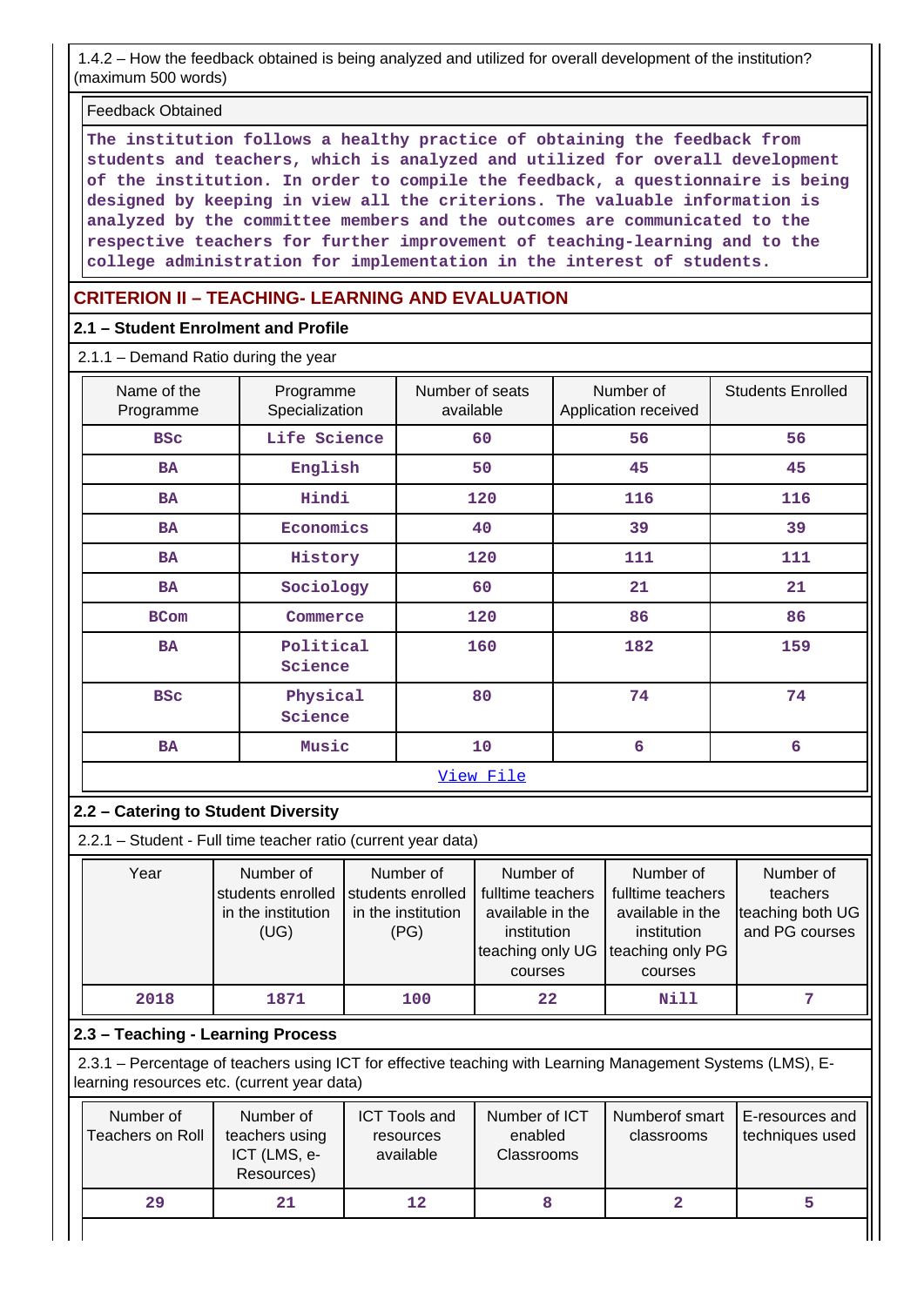1.4.2 – How the feedback obtained is being analyzed and utilized for overall development of the institution? (maximum 500 words)

Feedback Obtained

**The institution follows a healthy practice of obtaining the feedback from students and teachers, which is analyzed and utilized for overall development of the institution. In order to compile the feedback, a questionnaire is being designed by keeping in view all the criterions. The valuable information is analyzed by the committee members and the outcomes are communicated to the respective teachers for further improvement of teaching-learning and to the college administration for implementation in the interest of students.**

## CRITERION II – TEACHING- LEARNING AND EVALUATION

### 2.1 – Student Enrolment and Profile

2.1.1 – Demand Ratio during the year

| Name of the Programme | Programme Specialization | Number of seats available | Number of Application received | Students Enrolled |
|---|---|---|---|---|
| BSc | Life Science | 60 | 56 | 56 |
| BA | English | 50 | 45 | 45 |
| BA | Hindi | 120 | 116 | 116 |
| BA | Economics | 40 | 39 | 39 |
| BA | History | 120 | 111 | 111 |
| BA | Sociology | 60 | 21 | 21 |
| BCom | Commerce | 120 | 86 | 86 |
| BA | Political Science | 160 | 182 | 159 |
| BSc | Physical Science | 80 | 74 | 74 |
| BA | Music | 10 | 6 | 6 |

View File

### 2.2 – Catering to Student Diversity

2.2.1 – Student - Full time teacher ratio (current year data)

| Year | Number of students enrolled in the institution (UG) | Number of students enrolled in the institution (PG) | Number of fulltime teachers available in the institution teaching only UG courses | Number of fulltime teachers available in the institution teaching only PG courses | Number of teachers teaching both UG and PG courses |
|---|---|---|---|---|---|
| 2018 | 1871 | 100 | 22 | Nill | 7 |

### 2.3 – Teaching - Learning Process

2.3.1 – Percentage of teachers using ICT for effective teaching with Learning Management Systems (LMS), E-learning resources etc. (current year data)

| Number of Teachers on Roll | Number of teachers using ICT (LMS, e-Resources) | ICT Tools and resources available | Number of ICT enabled Classrooms | Numberof smart classrooms | E-resources and techniques used |
|---|---|---|---|---|---|
| 29 | 21 | 12 | 8 | 2 | 5 |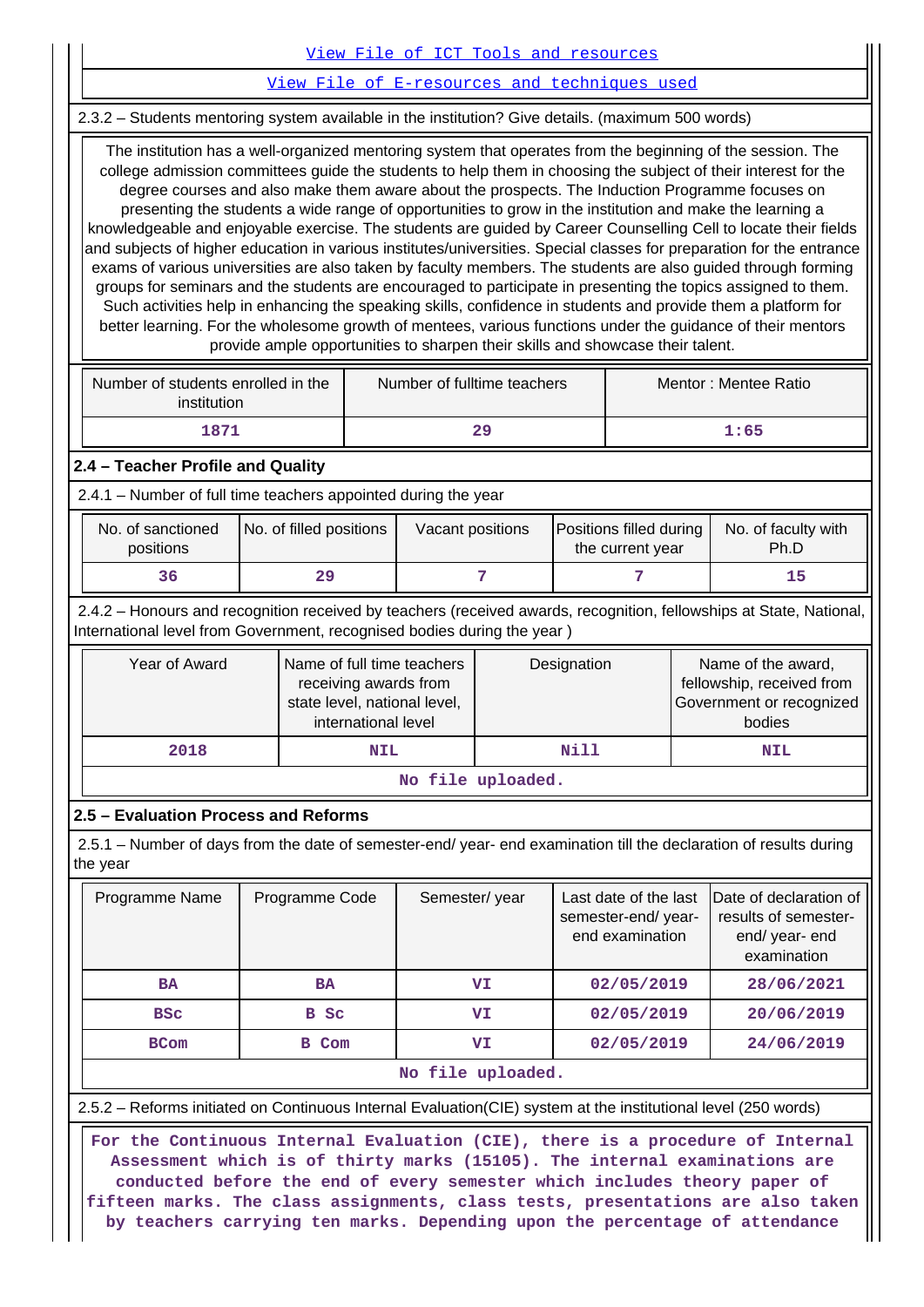[View File of ICT Tools and resources]

[View File of E-resources and techniques used]

2.3.2 – Students mentoring system available in the institution? Give details. (maximum 500 words)

The institution has a well-organized mentoring system that operates from the beginning of the session. The college admission committees guide the students to help them in choosing the subject of their interest for the degree courses and also make them aware about the prospects. The Induction Programme focuses on presenting the students a wide range of opportunities to grow in the institution and make the learning a knowledgeable and enjoyable exercise. The students are guided by Career Counselling Cell to locate their fields and subjects of higher education in various institutes/universities. Special classes for preparation for the entrance exams of various universities are also taken by faculty members. The students are also guided through forming groups for seminars and the students are encouraged to participate in presenting the topics assigned to them. Such activities help in enhancing the speaking skills, confidence in students and provide them a platform for better learning. For the wholesome growth of mentees, various functions under the guidance of their mentors provide ample opportunities to sharpen their skills and showcase their talent.

| Number of students enrolled in the institution | Number of fulltime teachers | Mentor : Mentee Ratio |
|---|---|---|
| 1871 | 29 | 1:65 |

## 2.4 – Teacher Profile and Quality

2.4.1 – Number of full time teachers appointed during the year

| No. of sanctioned positions | No. of filled positions | Vacant positions | Positions filled during the current year | No. of faculty with Ph.D |
|---|---|---|---|---|
| 36 | 29 | 7 | 7 | 15 |

2.4.2 – Honours and recognition received by teachers (received awards, recognition, fellowships at State, National, International level from Government, recognised bodies during the year )

| Year of Award | Name of full time teachers receiving awards from state level, national level, international level | Designation | Name of the award, fellowship, received from Government or recognized bodies |
|---|---|---|---|
| 2018 | NIL | Nill | NIL |
| No file uploaded. | | | |

## 2.5 – Evaluation Process and Reforms

2.5.1 – Number of days from the date of semester-end/ year- end examination till the declaration of results during the year

| Programme Name | Programme Code | Semester/ year | Last date of the last semester-end/ year- end examination | Date of declaration of results of semester-end/ year- end examination |
|---|---|---|---|---|
| BA | BA | VI | 02/05/2019 | 28/06/2021 |
| BSc | B Sc | VI | 02/05/2019 | 20/06/2019 |
| BCom | B Com | VI | 02/05/2019 | 24/06/2019 |
| No file uploaded. | | | | |

2.5.2 – Reforms initiated on Continuous Internal Evaluation(CIE) system at the institutional level (250 words)

For the Continuous Internal Evaluation (CIE), there is a procedure of Internal Assessment which is of thirty marks (15105). The internal examinations are conducted before the end of every semester which includes theory paper of fifteen marks. The class assignments, class tests, presentations are also taken by teachers carrying ten marks. Depending upon the percentage of attendance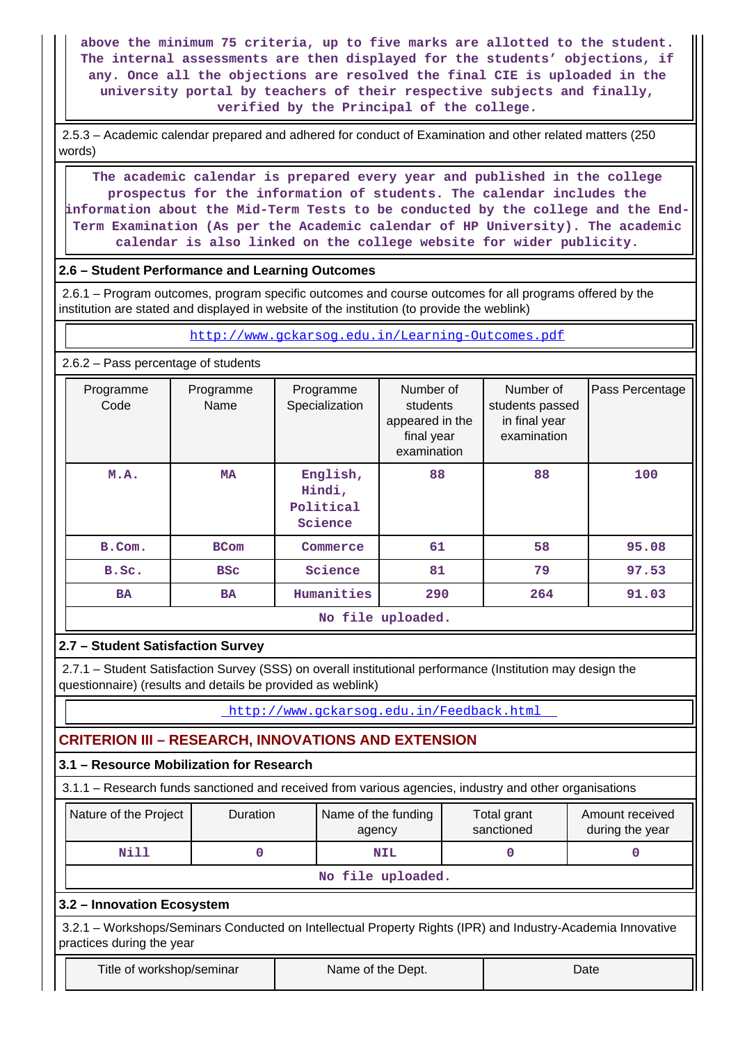above the minimum 75 criteria, up to five marks are allotted to the student. The internal assessments are then displayed for the students' objections, if any. Once all the objections are resolved the final CIE is uploaded in the university portal by teachers of their respective subjects and finally, verified by the Principal of the college.

2.5.3 – Academic calendar prepared and adhered for conduct of Examination and other related matters (250 words)

The academic calendar is prepared every year and published in the college prospectus for the information of students. The calendar includes the information about the Mid-Term Tests to be conducted by the college and the End-Term Examination (As per the Academic calendar of HP University). The academic calendar is also linked on the college website for wider publicity.

### 2.6 – Student Performance and Learning Outcomes

2.6.1 – Program outcomes, program specific outcomes and course outcomes for all programs offered by the institution are stated and displayed in website of the institution (to provide the weblink)

http://www.gckarsog.edu.in/Learning-Outcomes.pdf

2.6.2 – Pass percentage of students

| Programme Code | Programme Name | Programme Specialization | Number of students appeared in the final year examination | Number of students passed in final year examination | Pass Percentage |
|---|---|---|---|---|---|
| M.A. | MA | English, Hindi, Political Science | 88 | 88 | 100 |
| B.Com. | BCom | Commerce | 61 | 58 | 95.08 |
| B.Sc. | BSc | Science | 81 | 79 | 97.53 |
| BA | BA | Humanities | 290 | 264 | 91.03 |

No file uploaded.

### 2.7 – Student Satisfaction Survey

2.7.1 – Student Satisfaction Survey (SSS) on overall institutional performance (Institution may design the questionnaire) (results and details be provided as weblink)

http://www.gckarsog.edu.in/Feedback.html

## CRITERION III – RESEARCH, INNOVATIONS AND EXTENSION

### 3.1 – Resource Mobilization for Research

3.1.1 – Research funds sanctioned and received from various agencies, industry and other organisations

| Nature of the Project | Duration | Name of the funding agency | Total grant sanctioned | Amount received during the year |
|---|---|---|---|---|
| Nill | 0 | NIL | 0 | 0 |

No file uploaded.

### 3.2 – Innovation Ecosystem

3.2.1 – Workshops/Seminars Conducted on Intellectual Property Rights (IPR) and Industry-Academia Innovative practices during the year

| Title of workshop/seminar | Name of the Dept. | Date |
|---|---|---|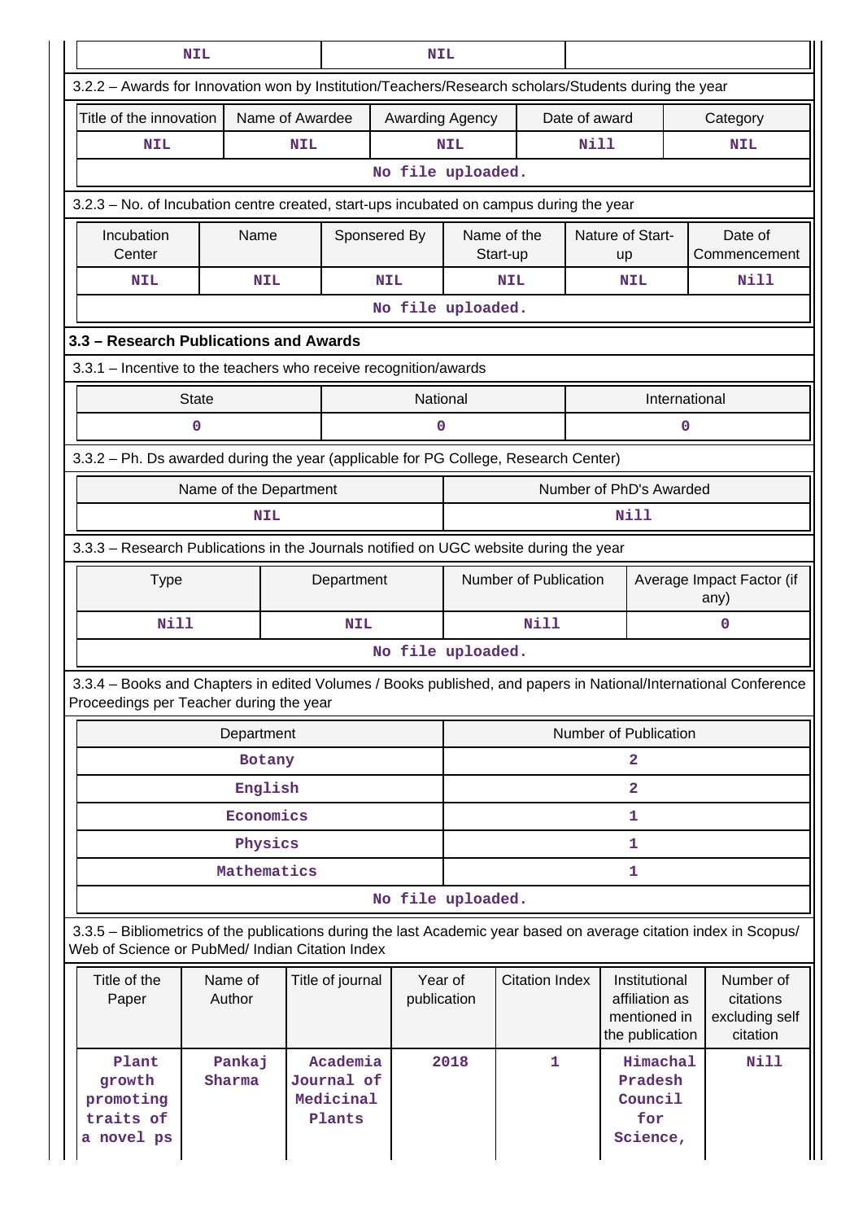| NIL | NIL | |
|---|---|---|

3.2.2 – Awards for Innovation won by Institution/Teachers/Research scholars/Students during the year

| Title of the innovation | Name of Awardee | Awarding Agency | Date of award | Category |
|---|---|---|---|---|
| NIL | NIL | NIL | Nill | NIL |

No file uploaded.

3.2.3 – No. of Incubation centre created, start-ups incubated on campus during the year

| Incubation Center | Name | Sponsered By | Name of the Start-up | Nature of Start-up | Date of Commencement |
|---|---|---|---|---|---|
| NIL | NIL | NIL | NIL | NIL | Nill |

No file uploaded.

### 3.3 – Research Publications and Awards

3.3.1 – Incentive to the teachers who receive recognition/awards

| State | National | International |
|---|---|---|
| 0 | 0 | 0 |

3.3.2 – Ph. Ds awarded during the year (applicable for PG College, Research Center)

| Name of the Department | Number of PhD's Awarded |
|---|---|
| NIL | Nill |

3.3.3 – Research Publications in the Journals notified on UGC website during the year

| Type | Department | Number of Publication | Average Impact Factor (if any) |
|---|---|---|---|
| Nill | NIL | Nill | 0 |

No file uploaded.

3.3.4 – Books and Chapters in edited Volumes / Books published, and papers in National/International Conference Proceedings per Teacher during the year

| Department | Number of Publication |
|---|---|
| Botany | 2 |
| English | 2 |
| Economics | 1 |
| Physics | 1 |
| Mathematics | 1 |

No file uploaded.

3.3.5 – Bibliometrics of the publications during the last Academic year based on average citation index in Scopus/ Web of Science or PubMed/ Indian Citation Index

| Title of the Paper | Name of Author | Title of journal | Year of publication | Citation Index | Institutional affiliation as mentioned in the publication | Number of citations excluding self citation |
|---|---|---|---|---|---|---|
| Plant growth promoting traits of a novel ps | Pankaj Sharma | Academia Journal of Medicinal Plants | 2018 | 1 | Himachal Pradesh Council for Science, | Nill |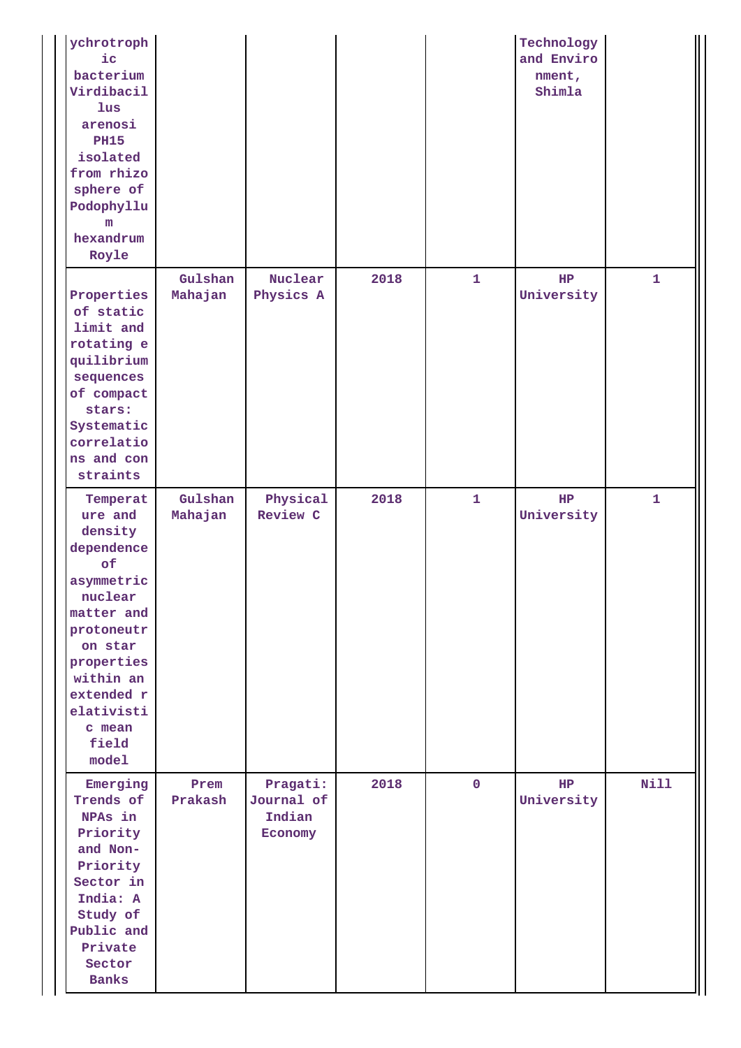| | | | | | | |
|---|---|---|---|---|---|---|
| ychrotrophic bacterium Virdibacillus arenosi PH15 isolated from rhizosphere of Podophyllum hexandrum Royle | | | | | Technology and Environment, Shimla | |
| Properties of static limit and rotating equilibrium sequences of compact stars: Systematic correlations and constraints | Gulshan Mahajan | Nuclear Physics A | 2018 | 1 | HP University | 1 |
| Temperature and density dependence of asymmetric nuclear matter and protoneutron star properties within an extended relativistic mean field model | Gulshan Mahajan | Physical Review C | 2018 | 1 | HP University | 1 |
| Emerging Trends of NPAs in Priority and Non-Priority Sector in India: A Study of Public and Private Sector Banks | Prem Prakash | Pragati: Journal of Indian Economy | 2018 | 0 | HP University | Nill |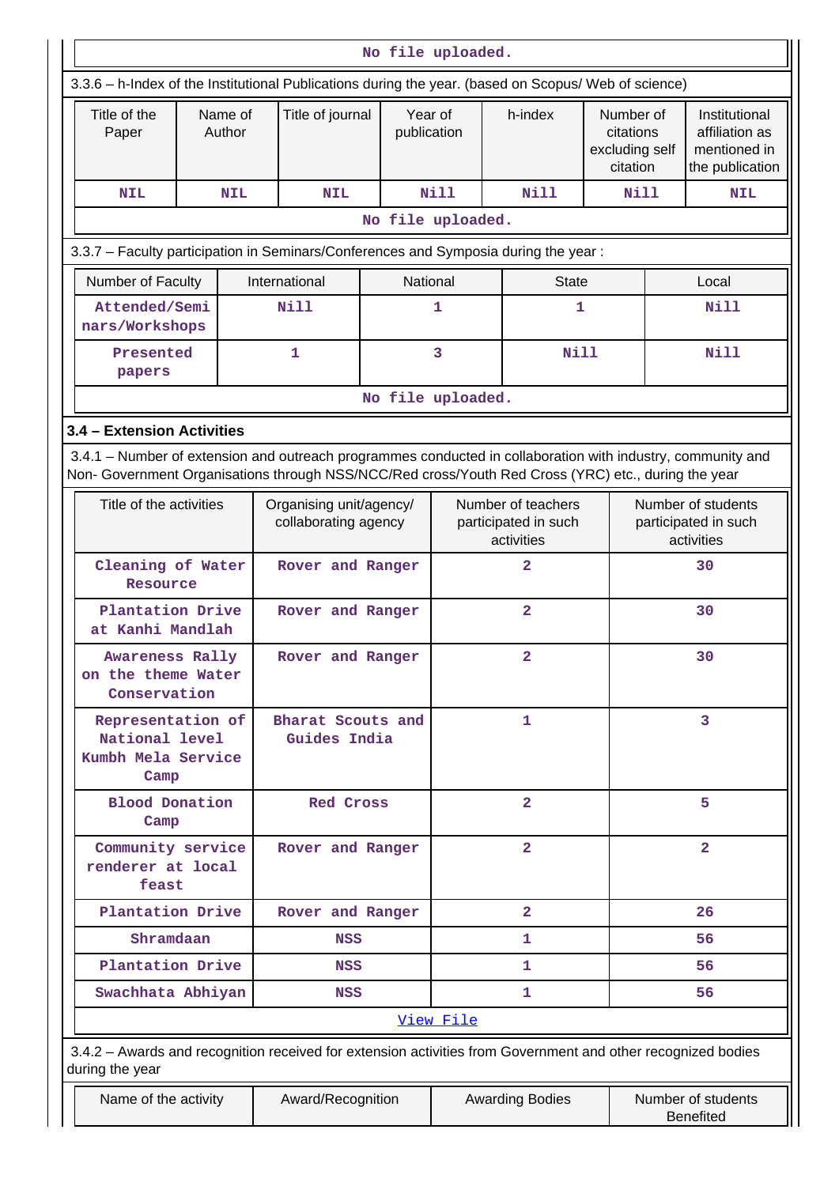No file uploaded.

3.3.6 – h-Index of the Institutional Publications during the year. (based on Scopus/ Web of science)

| Title of the Paper | Name of Author | Title of journal | Year of publication | h-index | Number of citations excluding self citation | Institutional affiliation as mentioned in the publication |
|---|---|---|---|---|---|---|
| NIL | NIL | NIL | Nill | Nill | Nill | NIL |

No file uploaded.

3.3.7 – Faculty participation in Seminars/Conferences and Symposia during the year :

| Number of Faculty | International | National | State | Local |
|---|---|---|---|---|
| Attended/Seminars/Workshops | Nill | 1 | 1 | Nill |
| Presented papers | 1 | 3 | Nill | Nill |

No file uploaded.

### 3.4 – Extension Activities

3.4.1 – Number of extension and outreach programmes conducted in collaboration with industry, community and Non- Government Organisations through NSS/NCC/Red cross/Youth Red Cross (YRC) etc., during the year

| Title of the activities | Organising unit/agency/ collaborating agency | Number of teachers participated in such activities | Number of students participated in such activities |
|---|---|---|---|
| Cleaning of Water Resource | Rover and Ranger | 2 | 30 |
| Plantation Drive at Kanhi Mandlah | Rover and Ranger | 2 | 30 |
| Awareness Rally on the theme Water Conservation | Rover and Ranger | 2 | 30 |
| Representation of National level Kumbh Mela Service Camp | Bharat Scouts and Guides India | 1 | 3 |
| Blood Donation Camp | Red Cross | 2 | 5 |
| Community service renderer at local feast | Rover and Ranger | 2 | 2 |
| Plantation Drive | Rover and Ranger | 2 | 26 |
| Shramdaan | NSS | 1 | 56 |
| Plantation Drive | NSS | 1 | 56 |
| Swachhata Abhiyan | NSS | 1 | 56 |

View File

3.4.2 – Awards and recognition received for extension activities from Government and other recognized bodies during the year

| Name of the activity | Award/Recognition | Awarding Bodies | Number of students Benefited |
|---|---|---|---|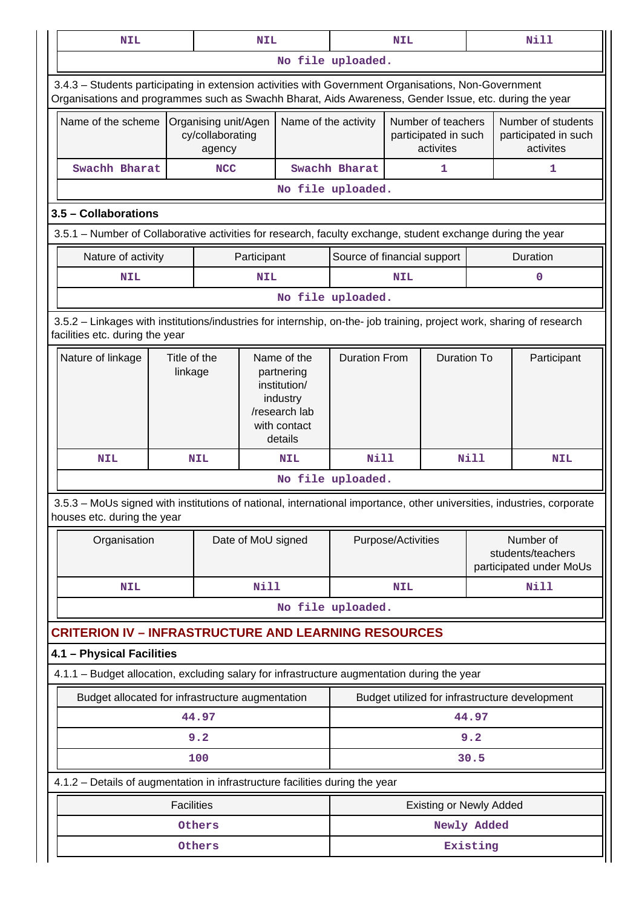| NIL | NIL | NIL | Nill |
|---|---|---|---|
| No file uploaded. | | | |

3.4.3 – Students participating in extension activities with Government Organisations, Non-Government Organisations and programmes such as Swachh Bharat, Aids Awareness, Gender Issue, etc. during the year

| Name of the scheme | Organising unit/Agency/collaborating agency | Name of the activity | Number of teachers participated in such activites | Number of students participated in such activites |
|---|---|---|---|---|
| Swachh Bharat | NCC | Swachh Bharat | 1 | 1 |
| No file uploaded. | | | | |

### 3.5 – Collaborations

3.5.1 – Number of Collaborative activities for research, faculty exchange, student exchange during the year

| Nature of activity | Participant | Source of financial support | Duration |
|---|---|---|---|
| NIL | NIL | NIL | 0 |
| No file uploaded. | | | |

3.5.2 – Linkages with institutions/industries for internship, on-the- job training, project work, sharing of research facilities etc. during the year

| Nature of linkage | Title of the linkage | Name of the partnering institution/ industry /research lab with contact details | Duration From | Duration To | Participant |
|---|---|---|---|---|---|
| NIL | NIL | NIL | Nill | Nill | NIL |
| No file uploaded. | | | | | |

3.5.3 – MoUs signed with institutions of national, international importance, other universities, industries, corporate houses etc. during the year

| Organisation | Date of MoU signed | Purpose/Activities | Number of students/teachers participated under MoUs |
|---|---|---|---|
| NIL | Nill | NIL | Nill |
| No file uploaded. | | | |

## CRITERION IV – INFRASTRUCTURE AND LEARNING RESOURCES

### 4.1 – Physical Facilities

4.1.1 – Budget allocation, excluding salary for infrastructure augmentation during the year

| Budget allocated for infrastructure augmentation | Budget utilized for infrastructure development |
|---|---|
| 44.97 | 44.97 |
| 9.2 | 9.2 |
| 100 | 30.5 |

4.1.2 – Details of augmentation in infrastructure facilities during the year

| Facilities | Existing or Newly Added |
|---|---|
| Others | Newly Added |
| Others | Existing |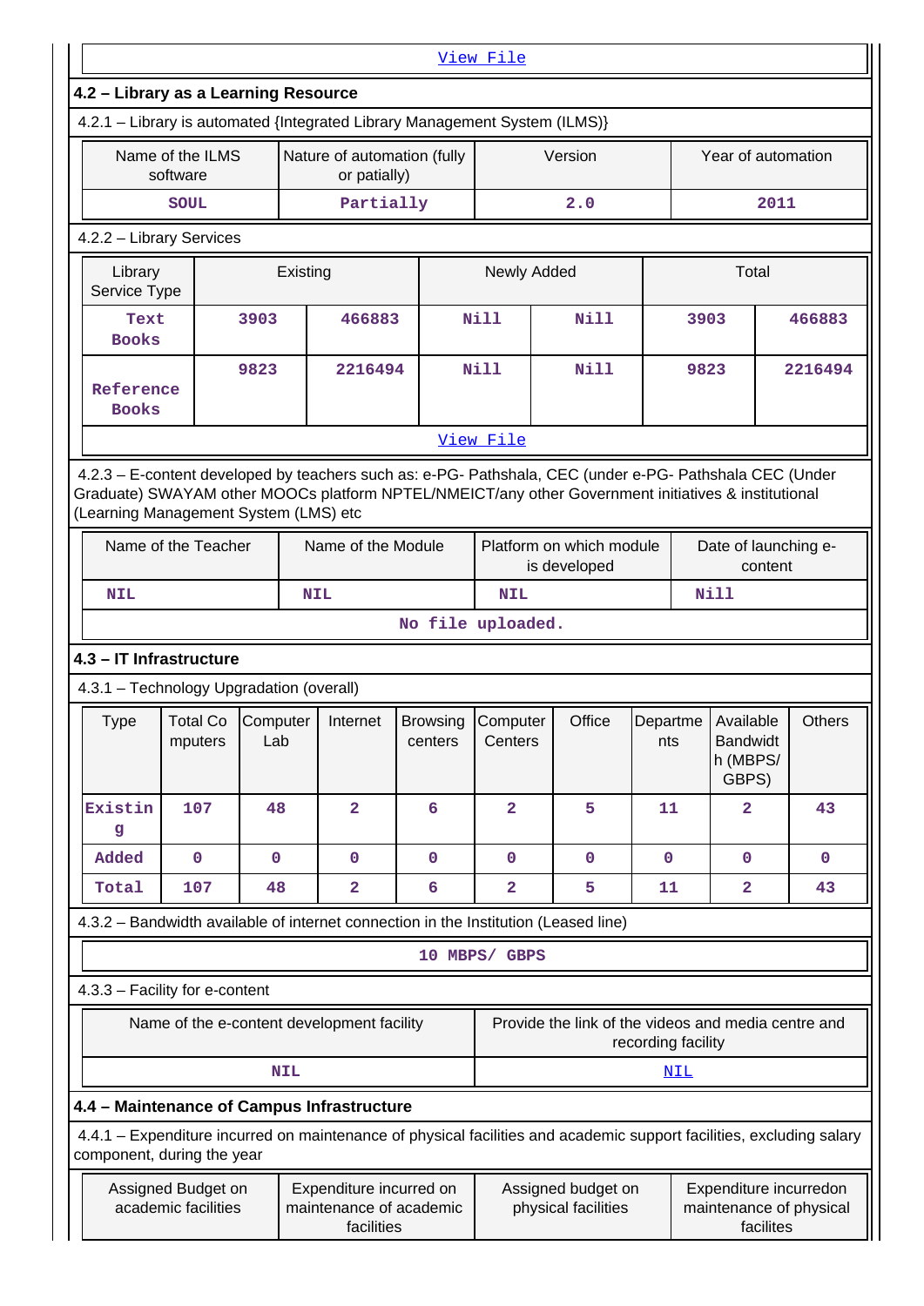[View File]

## 4.2 – Library as a Learning Resource

4.2.1 – Library is automated {Integrated Library Management System (ILMS)}

| Name of the ILMS software | Nature of automation (fully or patially) | Version | Year of automation |
|---|---|---|---|
| SOUL | Partially | 2.0 | 2011 |

4.2.2 – Library Services

| Library Service Type | Existing | | Newly Added | | Total | |
|---|---|---|---|---|---|---|
| Text Books | 3903 | 466883 | Nill | Nill | 3903 | 466883 |
| Reference Books | 9823 | 2216494 | Nill | Nill | 9823 | 2216494 |

[View File]

4.2.3 – E-content developed by teachers such as: e-PG- Pathshala, CEC (under e-PG- Pathshala CEC (Under Graduate) SWAYAM other MOOCs platform NPTEL/NMEICT/any other Government initiatives & institutional (Learning Management System (LMS) etc

| Name of the Teacher | Name of the Module | Platform on which module is developed | Date of launching e-content |
|---|---|---|---|
| NIL | NIL | NIL | Nill |

No file uploaded.

## 4.3 – IT Infrastructure

4.3.1 – Technology Upgradation (overall)

| Type | Total Computers | Computer Lab | Internet | Browsing centers | Computer Centers | Office | Departments | Available Bandwidth (MBPS/ GBPS) | Others |
|---|---|---|---|---|---|---|---|---|---|
| Existing | 107 | 48 | 2 | 6 | 2 | 5 | 11 | 2 | 43 |
| Added | 0 | 0 | 0 | 0 | 0 | 0 | 0 | 0 | 0 |
| Total | 107 | 48 | 2 | 6 | 2 | 5 | 11 | 2 | 43 |

4.3.2 – Bandwidth available of internet connection in the Institution (Leased line)

10 MBPS/ GBPS

4.3.3 – Facility for e-content

| Name of the e-content development facility | Provide the link of the videos and media centre and recording facility |
|---|---|
| NIL | NIL |

## 4.4 – Maintenance of Campus Infrastructure

4.4.1 – Expenditure incurred on maintenance of physical facilities and academic support facilities, excluding salary component, during the year

| Assigned Budget on academic facilities | Expenditure incurred on maintenance of academic facilities | Assigned budget on physical facilities | Expenditure incurredon maintenance of physical facilites |
|---|---|---|---|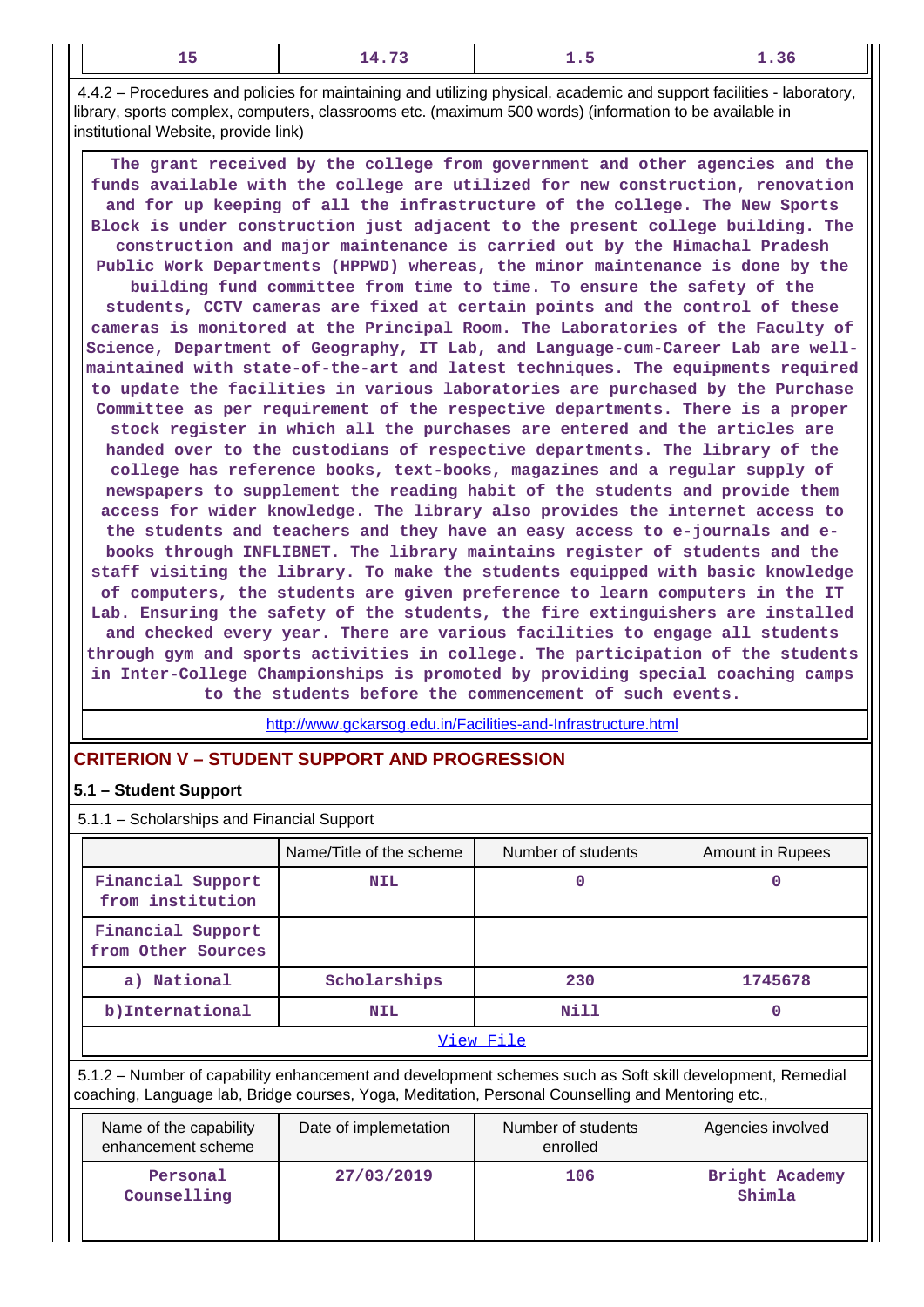| 15 | 14.73 | 1.5 | 1.36 |
|---|---|---|---|

4.4.2 – Procedures and policies for maintaining and utilizing physical, academic and support facilities - laboratory, library, sports complex, computers, classrooms etc. (maximum 500 words) (information to be available in institutional Website, provide link)

The grant received by the college from government and other agencies and the funds available with the college are utilized for new construction, renovation and for up keeping of all the infrastructure of the college. The New Sports Block is under construction just adjacent to the present college building. The construction and major maintenance is carried out by the Himachal Pradesh Public Work Departments (HPPWD) whereas, the minor maintenance is done by the building fund committee from time to time. To ensure the safety of the students, CCTV cameras are fixed at certain points and the control of these cameras is monitored at the Principal Room. The Laboratories of the Faculty of Science, Department of Geography, IT Lab, and Language-cum-Career Lab are well-maintained with state-of-the-art and latest techniques. The equipments required to update the facilities in various laboratories are purchased by the Purchase Committee as per requirement of the respective departments. There is a proper stock register in which all the purchases are entered and the articles are handed over to the custodians of respective departments. The library of the college has reference books, text-books, magazines and a regular supply of newspapers to supplement the reading habit of the students and provide them access for wider knowledge. The library also provides the internet access to the students and teachers and they have an easy access to e-journals and e-books through INFLIBNET. The library maintains register of students and the staff visiting the library. To make the students equipped with basic knowledge of computers, the students are given preference to learn computers in the IT Lab. Ensuring the safety of the students, the fire extinguishers are installed and checked every year. There are various facilities to engage all students through gym and sports activities in college. The participation of the students in Inter-College Championships is promoted by providing special coaching camps to the students before the commencement of such events.

http://www.gckarsog.edu.in/Facilities-and-Infrastructure.html

## CRITERION V – STUDENT SUPPORT AND PROGRESSION

### 5.1 – Student Support

5.1.1 – Scholarships and Financial Support

| | Name/Title of the scheme | Number of students | Amount in Rupees |
|---|---|---|---|
| Financial Support from institution | NIL | 0 | 0 |
| Financial Support from Other Sources | | | |
| a) National | Scholarships | 230 | 1745678 |
| b)International | NIL | Nill | 0 |
| View File | | | |

5.1.2 – Number of capability enhancement and development schemes such as Soft skill development, Remedial coaching, Language lab, Bridge courses, Yoga, Meditation, Personal Counselling and Mentoring etc.,

| Name of the capability enhancement scheme | Date of implemetation | Number of students enrolled | Agencies involved |
|---|---|---|---|
| Personal Counselling | 27/03/2019 | 106 | Bright Academy Shimla |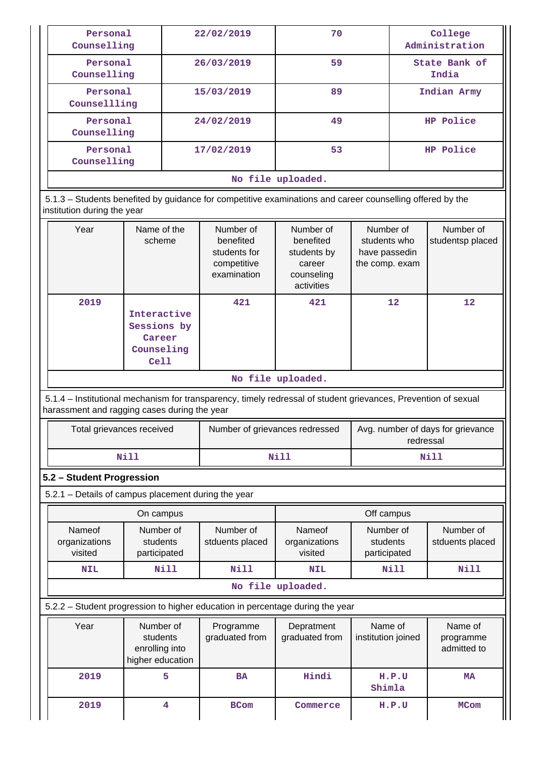| Personal Counselling | 22/02/2019 | 70 | College Administration |
|---|---|---|---|
| Personal Counselling | 26/03/2019 | 59 | State Bank of India |
| Personal Counsellling | 15/03/2019 | 89 | Indian Army |
| Personal Counselling | 24/02/2019 | 49 | HP Police |
| Personal Counselling | 17/02/2019 | 53 | HP Police |
| No file uploaded. | | | |

5.1.3 – Students benefited by guidance for competitive examinations and career counselling offered by the institution during the year

| Year | Name of the scheme | Number of benefited students for competitive examination | Number of benefited students by career counseling activities | Number of students who have passedin the comp. exam | Number of studentsp placed |
|---|---|---|---|---|---|
| 2019 | Interactive Sessions by Career Counseling Cell | 421 | 421 | 12 | 12 |
| No file uploaded. | | | | | |

5.1.4 – Institutional mechanism for transparency, timely redressal of student grievances, Prevention of sexual harassment and ragging cases during the year

| Total grievances received | Number of grievances redressed | Avg. number of days for grievance redressal |
|---|---|---|
| Nill | Nill | Nill |

## 5.2 – Student Progression

5.2.1 – Details of campus placement during the year

| On campus | | | Off campus | | |
|---|---|---|---|---|---|
| Nameof organizations visited | Number of students participated | Number of stduents placed | Nameof organizations visited | Number of students participated | Number of stduents placed |
| NIL | Nill | Nill | NIL | Nill | Nill |
| No file uploaded. | | | | | |

5.2.2 – Student progression to higher education in percentage during the year

| Year | Number of students enrolling into higher education | Programme graduated from | Depratment graduated from | Name of institution joined | Name of programme admitted to |
|---|---|---|---|---|---|
| 2019 | 5 | BA | Hindi | H.P.U Shimla | MA |
| 2019 | 4 | BCom | Commerce | H.P.U | MCom |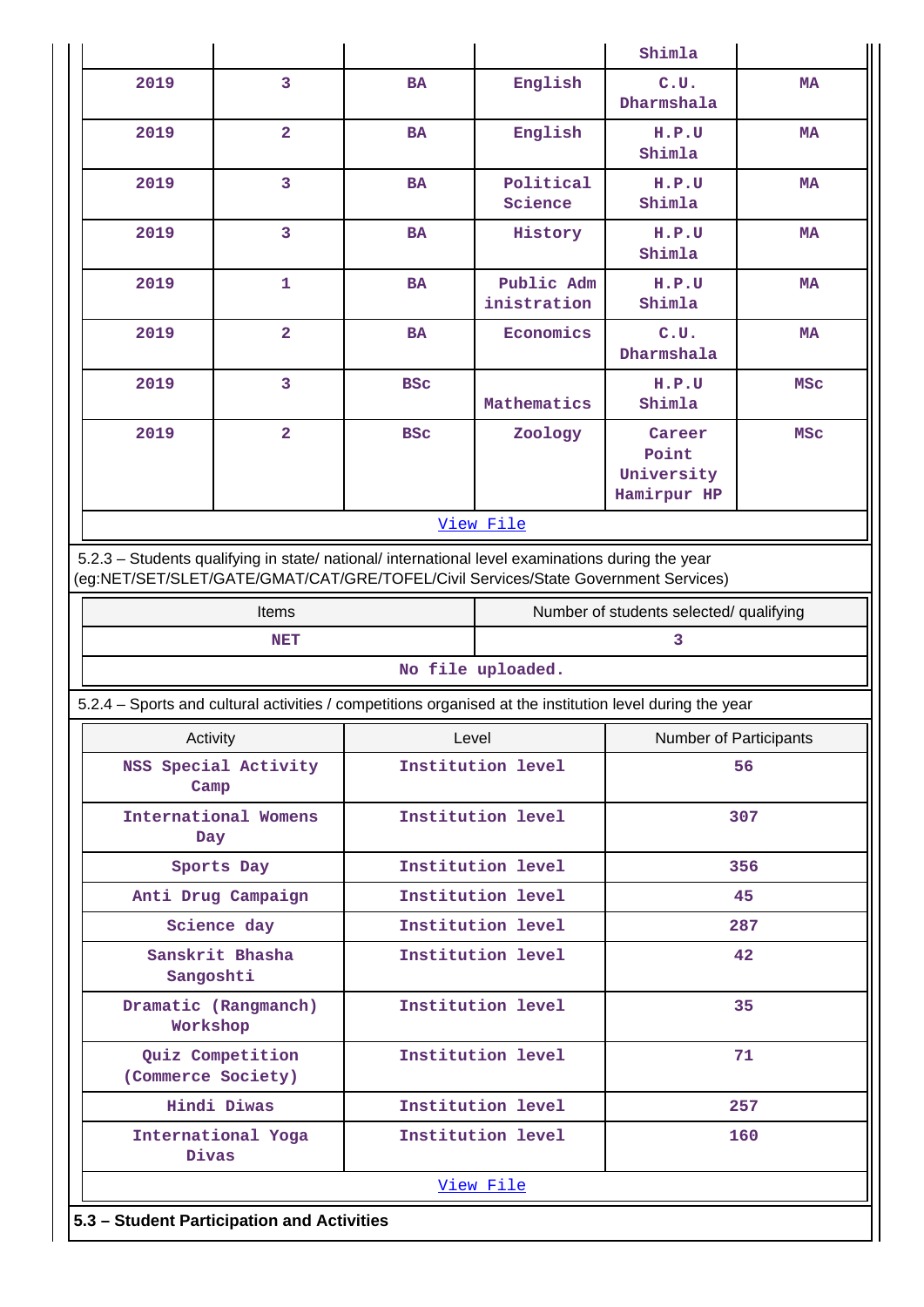|  |  |  |  | Shimla |  |
|---|---|---|---|---|---|
| 2019 | 3 | BA | English | C.U. Dharmshala | MA |
| 2019 | 2 | BA | English | H.P.U Shimla | MA |
| 2019 | 3 | BA | Political Science | H.P.U Shimla | MA |
| 2019 | 3 | BA | History | H.P.U Shimla | MA |
| 2019 | 1 | BA | Public Administration | H.P.U Shimla | MA |
| 2019 | 2 | BA | Economics | C.U. Dharmshala | MA |
| 2019 | 3 | BSc | Mathematics | H.P.U Shimla | MSc |
| 2019 | 2 | BSc | Zoology | Career Point University Hamirpur HP | MSc |

View File

5.2.3 – Students qualifying in state/ national/ international level examinations during the year (eg:NET/SET/SLET/GATE/GMAT/CAT/GRE/TOFEL/Civil Services/State Government Services)

| Items | Number of students selected/ qualifying |
|---|---|
| NET | 3 |

No file uploaded.

5.2.4 – Sports and cultural activities / competitions organised at the institution level during the year

| Activity | Level | Number of Participants |
|---|---|---|
| NSS Special Activity Camp | Institution level | 56 |
| International Womens Day | Institution level | 307 |
| Sports Day | Institution level | 356 |
| Anti Drug Campaign | Institution level | 45 |
| Science day | Institution level | 287 |
| Sanskrit Bhasha Sangoshti | Institution level | 42 |
| Dramatic (Rangmanch) Workshop | Institution level | 35 |
| Quiz Competition (Commerce Society) | Institution level | 71 |
| Hindi Diwas | Institution level | 257 |
| International Yoga Divas | Institution level | 160 |

View File

**5.3 – Student Participation and Activities**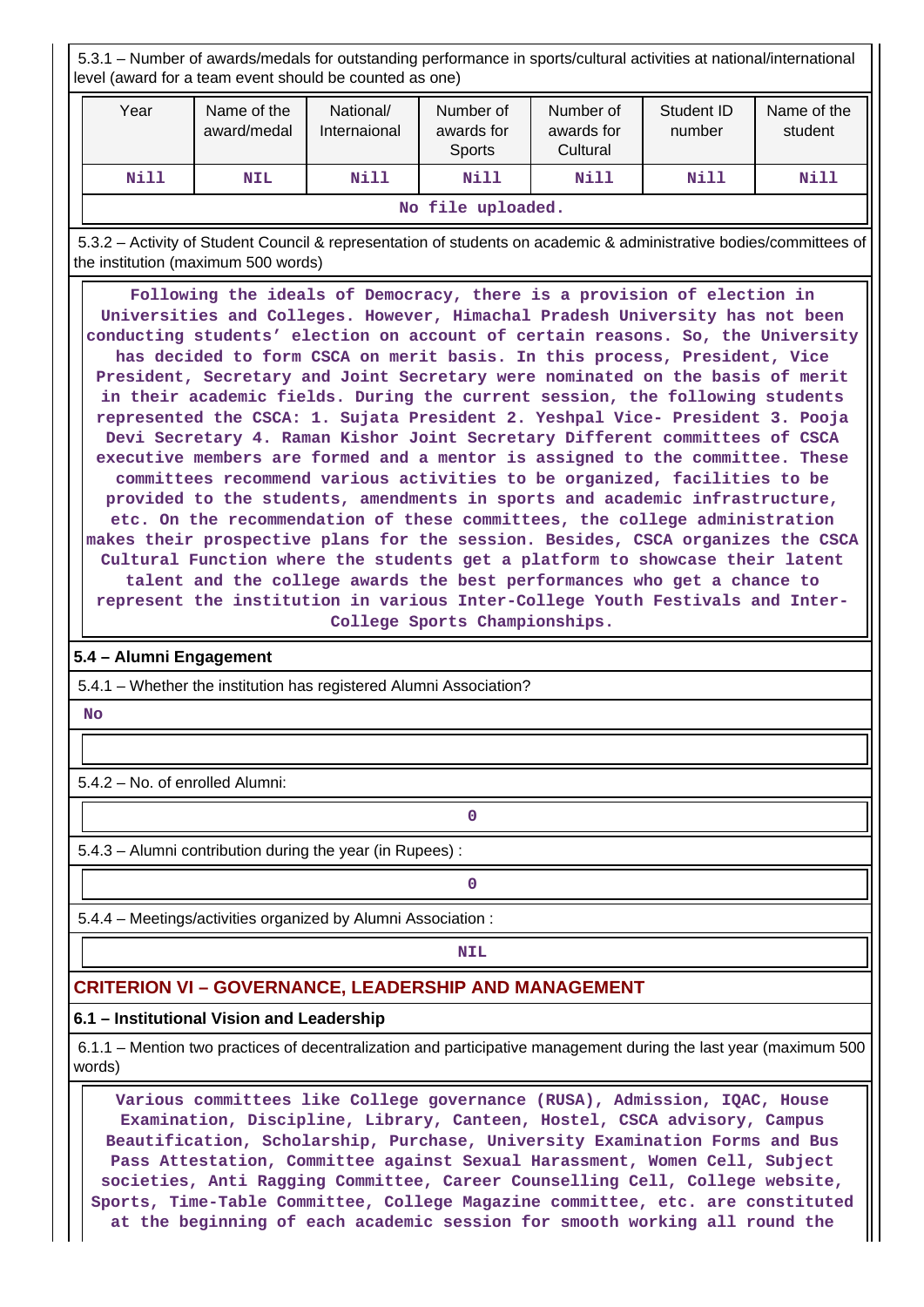5.3.1 – Number of awards/medals for outstanding performance in sports/cultural activities at national/international level (award for a team event should be counted as one)

| Year | Name of the award/medal | National/ Internaional | Number of awards for Sports | Number of awards for Cultural | Student ID number | Name of the student |
|---|---|---|---|---|---|---|
| Nill | NIL | Nill | Nill | Nill | Nill | Nill |

No file uploaded.

5.3.2 – Activity of Student Council & representation of students on academic & administrative bodies/committees of the institution (maximum 500 words)

Following the ideals of Democracy, there is a provision of election in Universities and Colleges. However, Himachal Pradesh University has not been conducting students' election on account of certain reasons. So, the University has decided to form CSCA on merit basis. In this process, President, Vice President, Secretary and Joint Secretary were nominated on the basis of merit in their academic fields. During the current session, the following students represented the CSCA: 1. Sujata President 2. Yeshpal Vice- President 3. Pooja Devi Secretary 4. Raman Kishor Joint Secretary Different committees of CSCA executive members are formed and a mentor is assigned to the committee. These committees recommend various activities to be organized, facilities to be provided to the students, amendments in sports and academic infrastructure, etc. On the recommendation of these committees, the college administration makes their prospective plans for the session. Besides, CSCA organizes the CSCA Cultural Function where the students get a platform to showcase their latent talent and the college awards the best performances who get a chance to represent the institution in various Inter-College Youth Festivals and Inter-College Sports Championships.

## 5.4 – Alumni Engagement

5.4.1 – Whether the institution has registered Alumni Association?

No

5.4.2 – No. of enrolled Alumni:

0

5.4.3 – Alumni contribution during the year (in Rupees) :

0

5.4.4 – Meetings/activities organized by Alumni Association :

NIL

# CRITERION VI – GOVERNANCE, LEADERSHIP AND MANAGEMENT

## 6.1 – Institutional Vision and Leadership

6.1.1 – Mention two practices of decentralization and participative management during the last year (maximum 500 words)

Various committees like College governance (RUSA), Admission, IQAC, House Examination, Discipline, Library, Canteen, Hostel, CSCA advisory, Campus Beautification, Scholarship, Purchase, University Examination Forms and Bus Pass Attestation, Committee against Sexual Harassment, Women Cell, Subject societies, Anti Ragging Committee, Career Counselling Cell, College website, Sports, Time-Table Committee, College Magazine committee, etc. are constituted at the beginning of each academic session for smooth working all round the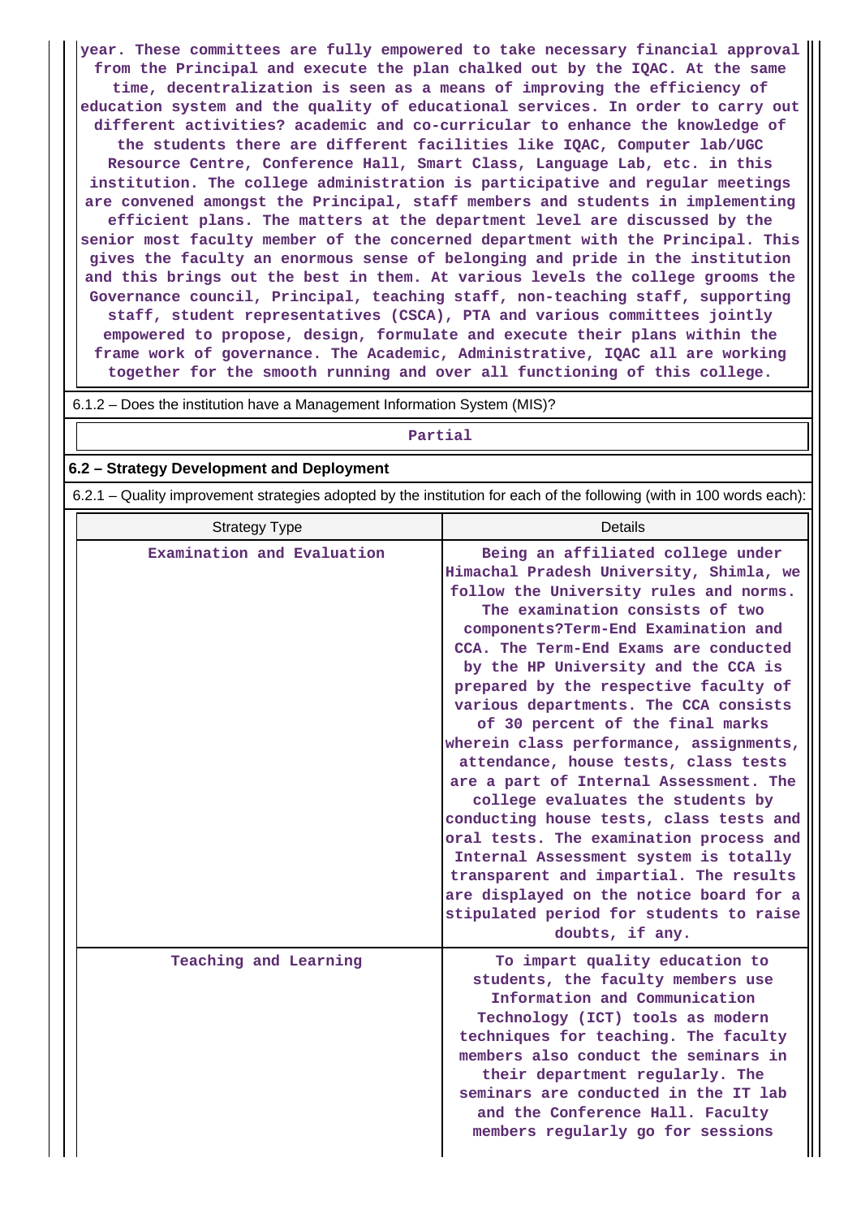year. These committees are fully empowered to take necessary financial approval from the Principal and execute the plan chalked out by the IQAC. At the same time, decentralization is seen as a means of improving the efficiency of education system and the quality of educational services. In order to carry out different activities? academic and co-curricular to enhance the knowledge of the students there are different facilities like IQAC, Computer lab/UGC Resource Centre, Conference Hall, Smart Class, Language Lab, etc. in this institution. The college administration is participative and regular meetings are convened amongst the Principal, staff members and students in implementing efficient plans. The matters at the department level are discussed by the senior most faculty member of the concerned department with the Principal. This gives the faculty an enormous sense of belonging and pride in the institution and this brings out the best in them. At various levels the college grooms the Governance council, Principal, teaching staff, non-teaching staff, supporting staff, student representatives (CSCA), PTA and various committees jointly empowered to propose, design, formulate and execute their plans within the frame work of governance. The Academic, Administrative, IQAC all are working together for the smooth running and over all functioning of this college.

6.1.2 – Does the institution have a Management Information System (MIS)?

Partial

## 6.2 – Strategy Development and Deployment

6.2.1 – Quality improvement strategies adopted by the institution for each of the following (with in 100 words each):

| Strategy Type | Details |
|---|---|
| Examination and Evaluation | Being an affiliated college under Himachal Pradesh University, Shimla, we follow the University rules and norms. The examination consists of two components?Term-End Examination and CCA. The Term-End Exams are conducted by the HP University and the CCA is prepared by the respective faculty of various departments. The CCA consists of 30 percent of the final marks wherein class performance, assignments, attendance, house tests, class tests are a part of Internal Assessment. The college evaluates the students by conducting house tests, class tests and oral tests. The examination process and Internal Assessment system is totally transparent and impartial. The results are displayed on the notice board for a stipulated period for students to raise doubts, if any. |
| Teaching and Learning | To impart quality education to students, the faculty members use Information and Communication Technology (ICT) tools as modern techniques for teaching. The faculty members also conduct the seminars in their department regularly. The seminars are conducted in the IT lab and the Conference Hall. Faculty members regularly go for sessions |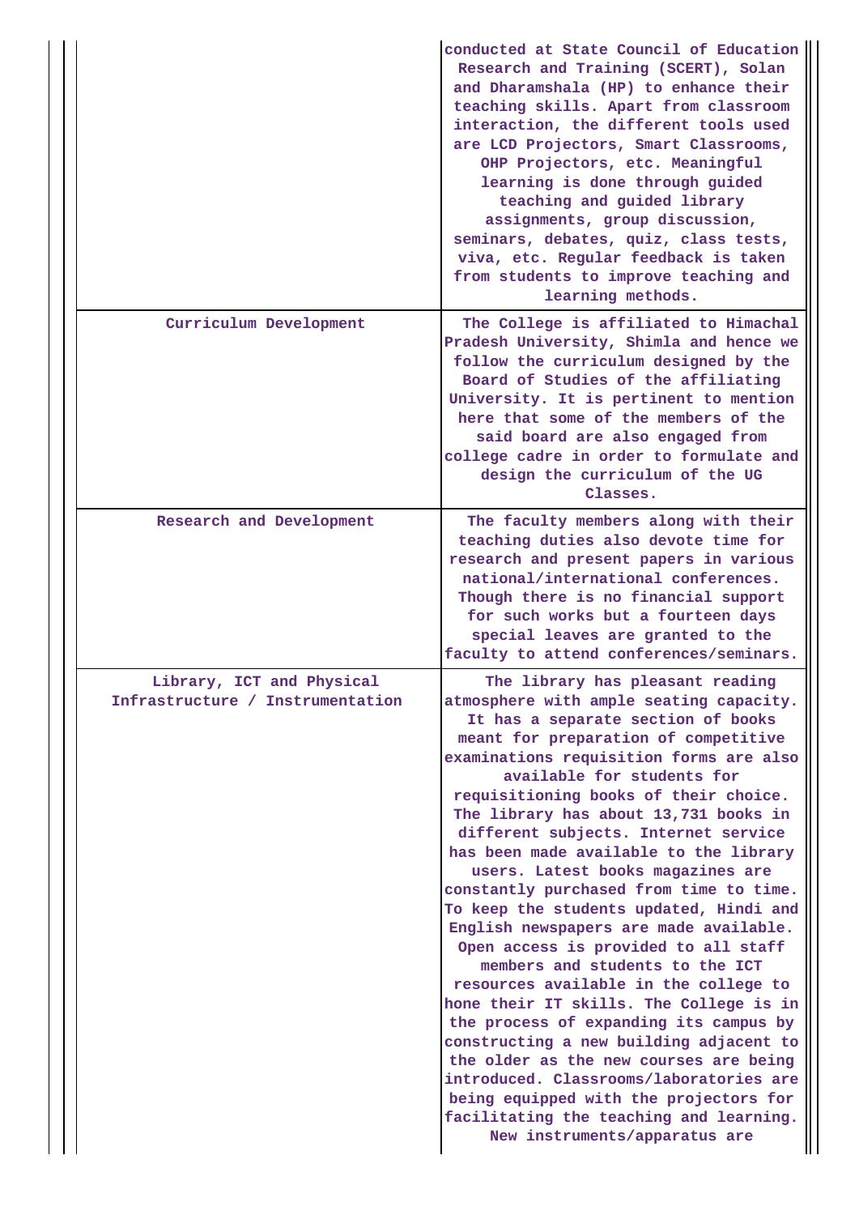|  |  |
|---|---|
|  | conducted at State Council of Education Research and Training (SCERT), Solan and Dharamshala (HP) to enhance their teaching skills. Apart from classroom interaction, the different tools used are LCD Projectors, Smart Classrooms, OHP Projectors, etc. Meaningful learning is done through guided teaching and guided library assignments, group discussion, seminars, debates, quiz, class tests, viva, etc. Regular feedback is taken from students to improve teaching and learning methods. |
| Curriculum Development | The College is affiliated to Himachal Pradesh University, Shimla and hence we follow the curriculum designed by the Board of Studies of the affiliating University. It is pertinent to mention here that some of the members of the said board are also engaged from college cadre in order to formulate and design the curriculum of the UG Classes. |
| Research and Development | The faculty members along with their teaching duties also devote time for research and present papers in various national/international conferences. Though there is no financial support for such works but a fourteen days special leaves are granted to the faculty to attend conferences/seminars. |
| Library, ICT and Physical Infrastructure / Instrumentation | The library has pleasant reading atmosphere with ample seating capacity. It has a separate section of books meant for preparation of competitive examinations requisition forms are also available for students for requisitioning books of their choice. The library has about 13,731 books in different subjects. Internet service has been made available to the library users. Latest books magazines are constantly purchased from time to time. To keep the students updated, Hindi and English newspapers are made available. Open access is provided to all staff members and students to the ICT resources available in the college to hone their IT skills. The College is in the process of expanding its campus by constructing a new building adjacent to the older as the new courses are being introduced. Classrooms/laboratories are being equipped with the projectors for facilitating the teaching and learning. New instruments/apparatus are |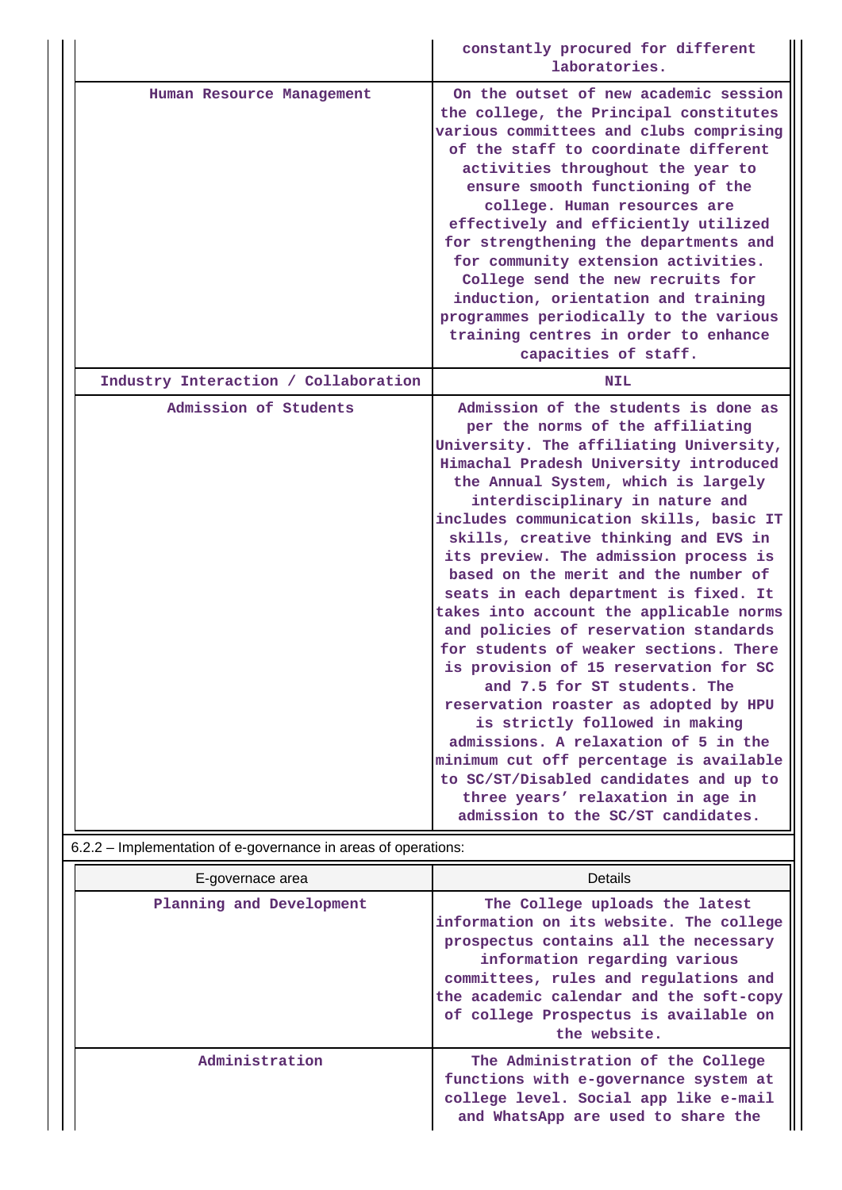| | |
|---|---|
| | constantly procured for different laboratories. |
| Human Resource Management | On the outset of new academic session the college, the Principal constitutes various committees and clubs comprising of the staff to coordinate different activities throughout the year to ensure smooth functioning of the college. Human resources are effectively and efficiently utilized for strengthening the departments and for community extension activities. College send the new recruits for induction, orientation and training programmes periodically to the various training centres in order to enhance capacities of staff. |
| Industry Interaction / Collaboration | NIL |
| Admission of Students | Admission of the students is done as per the norms of the affiliating University. The affiliating University, Himachal Pradesh University introduced the Annual System, which is largely interdisciplinary in nature and includes communication skills, basic IT skills, creative thinking and EVS in its preview. The admission process is based on the merit and the number of seats in each department is fixed. It takes into account the applicable norms and policies of reservation standards for students of weaker sections. There is provision of 15 reservation for SC and 7.5 for ST students. The reservation roaster as adopted by HPU is strictly followed in making admissions. A relaxation of 5 in the minimum cut off percentage is available to SC/ST/Disabled candidates and up to three years' relaxation in age in admission to the SC/ST candidates. |

6.2.2 – Implementation of e-governance in areas of operations:

| E-governace area | Details |
|---|---|
| Planning and Development | The College uploads the latest information on its website. The college prospectus contains all the necessary information regarding various committees, rules and regulations and the academic calendar and the soft-copy of college Prospectus is available on the website. |
| Administration | The Administration of the College functions with e-governance system at college level. Social app like e-mail and WhatsApp are used to share the |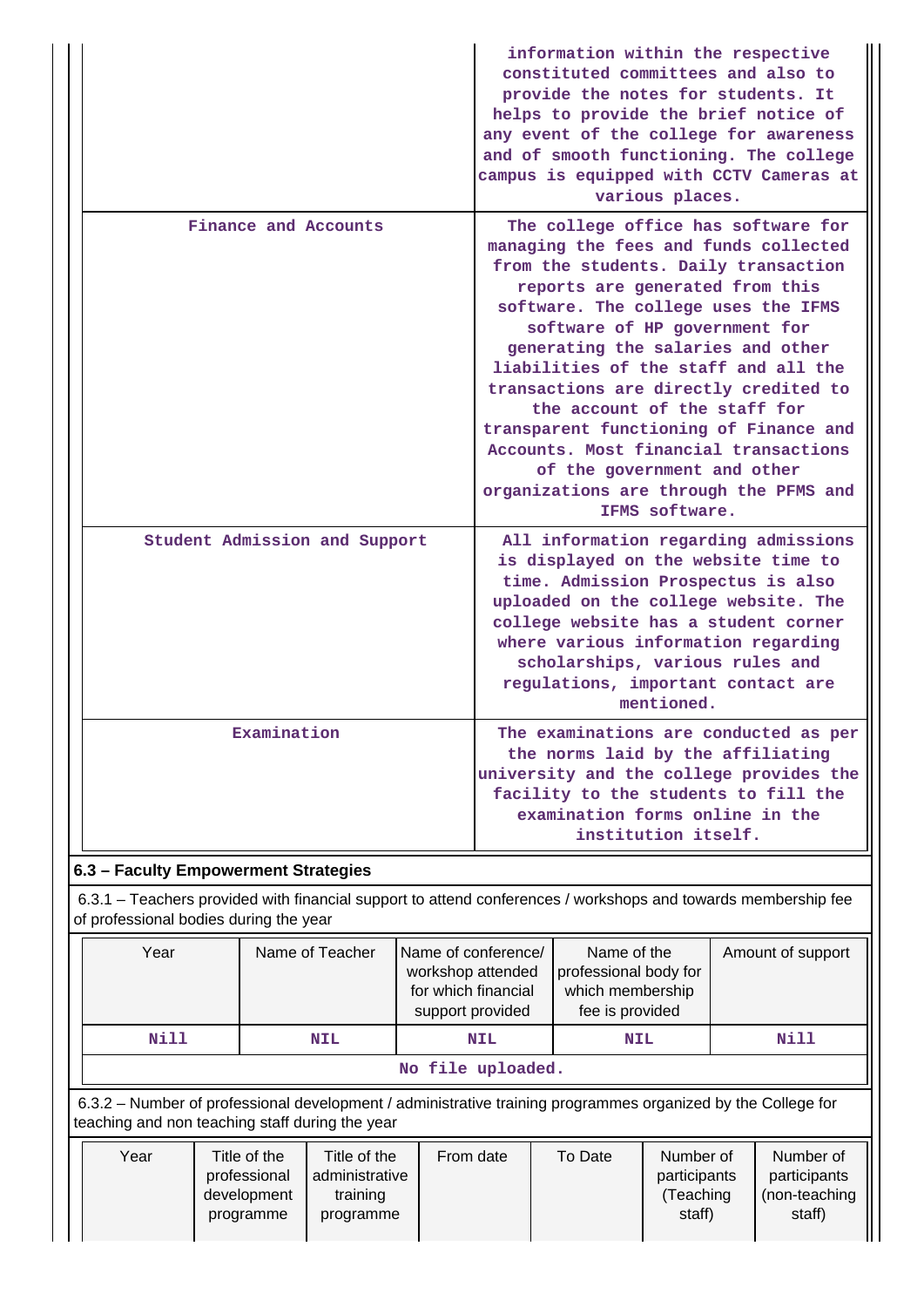| | |
|---|---|
| | information within the respective constituted committees and also to provide the notes for students. It helps to provide the brief notice of any event of the college for awareness and of smooth functioning. The college campus is equipped with CCTV Cameras at various places. |
| Finance and Accounts | The college office has software for managing the fees and funds collected from the students. Daily transaction reports are generated from this software. The college uses the IFMS software of HP government for generating the salaries and other liabilities of the staff and all the transactions are directly credited to the account of the staff for transparent functioning of Finance and Accounts. Most financial transactions of the government and other organizations are through the PFMS and IFMS software. |
| Student Admission and Support | All information regarding admissions is displayed on the website time to time. Admission Prospectus is also uploaded on the college website. The college website has a student corner where various information regarding scholarships, various rules and regulations, important contact are mentioned. |
| Examination | The examinations are conducted as per the norms laid by the affiliating university and the college provides the facility to the students to fill the examination forms online in the institution itself. |

## 6.3 – Faculty Empowerment Strategies

6.3.1 – Teachers provided with financial support to attend conferences / workshops and towards membership fee of professional bodies during the year

| Year | Name of Teacher | Name of conference/ workshop attended for which financial support provided | Name of the professional body for which membership fee is provided | Amount of support |
|---|---|---|---|---|
| Nill | NIL | NIL | NIL | Nill |

No file uploaded.

6.3.2 – Number of professional development / administrative training programmes organized by the College for teaching and non teaching staff during the year

| Year | Title of the professional development programme | Title of the administrative training programme | From date | To Date | Number of participants (Teaching staff) | Number of participants (non-teaching staff) |
|---|---|---|---|---|---|---|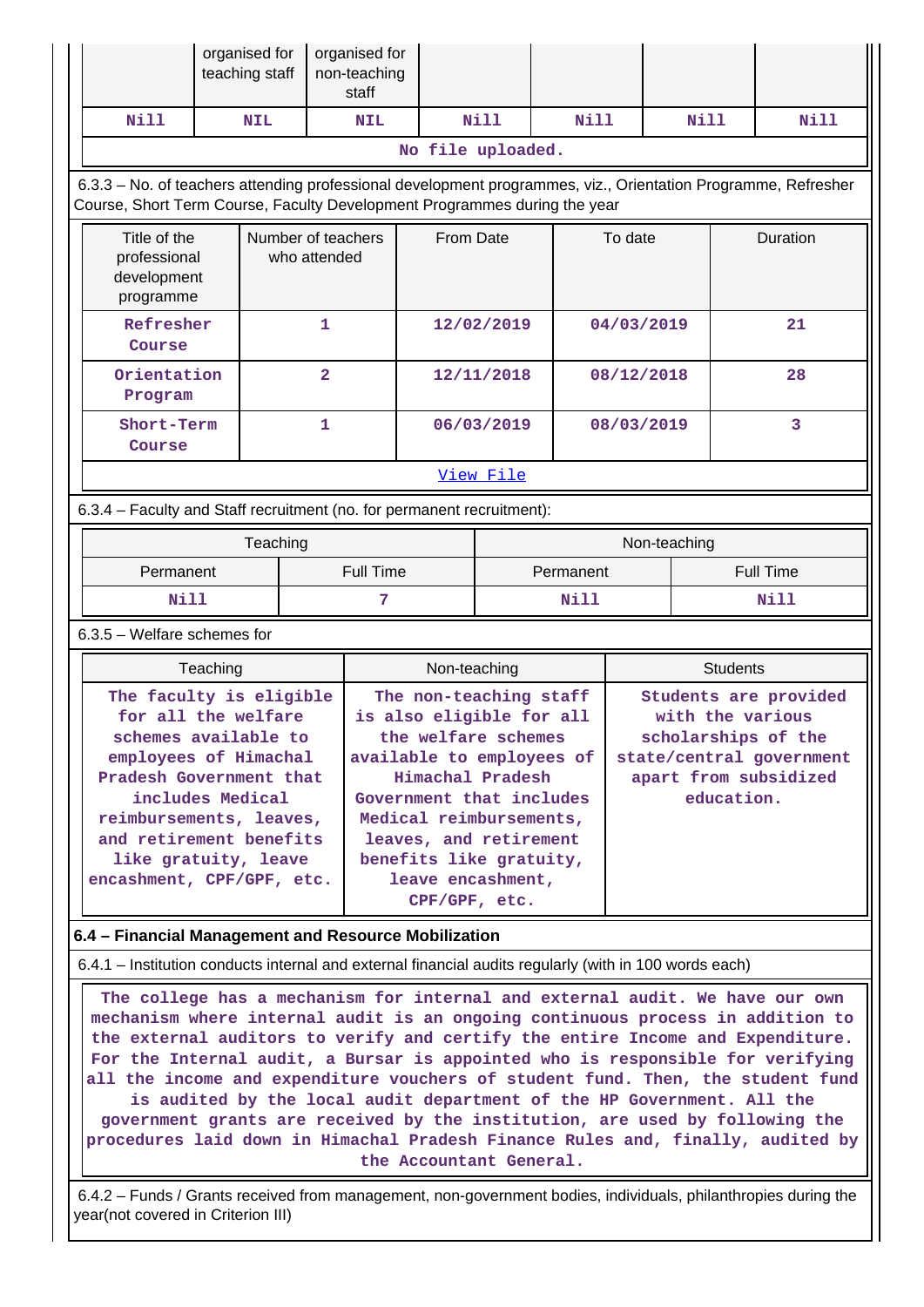| | organised for teaching staff | organised for non-teaching staff | | | | |
|---|---|---|---|---|---|---|
| Nill | NIL | NIL | Nill | Nill | Nill | Nill |

No file uploaded.

6.3.3 – No. of teachers attending professional development programmes, viz., Orientation Programme, Refresher Course, Short Term Course, Faculty Development Programmes during the year

| Title of the professional development programme | Number of teachers who attended | From Date | To date | Duration |
|---|---|---|---|---|
| Refresher Course | 1 | 12/02/2019 | 04/03/2019 | 21 |
| Orientation Program | 2 | 12/11/2018 | 08/12/2018 | 28 |
| Short-Term Course | 1 | 06/03/2019 | 08/03/2019 | 3 |

[View File]

6.3.4 – Faculty and Staff recruitment (no. for permanent recruitment):

| Teaching | | Non-teaching | |
|---|---|---|---|
| Permanent | Full Time | Permanent | Full Time |
| Nill | 7 | Nill | Nill |

6.3.5 – Welfare schemes for

| Teaching | Non-teaching | Students |
|---|---|---|
| The faculty is eligible for all the welfare schemes available to employees of Himachal Pradesh Government that includes Medical reimbursements, leaves, and retirement benefits like gratuity, leave encashment, CPF/GPF, etc. | The non-teaching staff is also eligible for all the welfare schemes available to employees of Himachal Pradesh Government that includes Medical reimbursements, leaves, and retirement benefits like gratuity, leave encashment, CPF/GPF, etc. | Students are provided with the various scholarships of the state/central government apart from subsidized education. |

**6.4 – Financial Management and Resource Mobilization**

6.4.1 – Institution conducts internal and external financial audits regularly (with in 100 words each)

The college has a mechanism for internal and external audit. We have our own mechanism where internal audit is an ongoing continuous process in addition to the external auditors to verify and certify the entire Income and Expenditure. For the Internal audit, a Bursar is appointed who is responsible for verifying all the income and expenditure vouchers of student fund. Then, the student fund is audited by the local audit department of the HP Government. All the government grants are received by the institution, are used by following the procedures laid down in Himachal Pradesh Finance Rules and, finally, audited by the Accountant General.

6.4.2 – Funds / Grants received from management, non-government bodies, individuals, philanthropies during the year(not covered in Criterion III)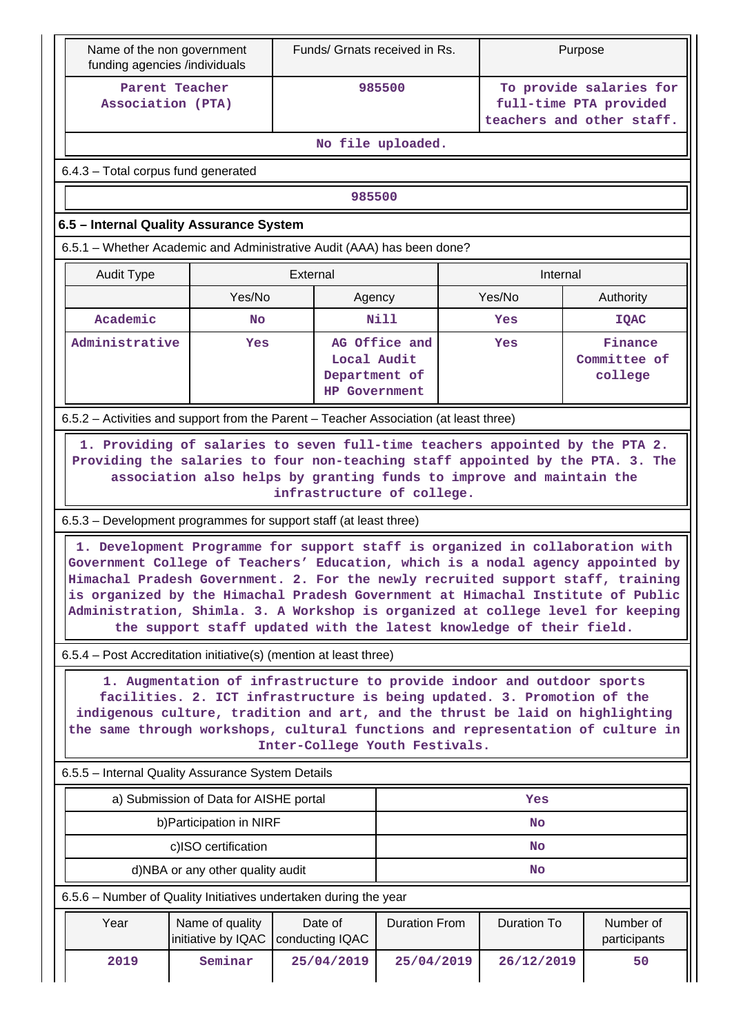| Name of the non government funding agencies /individuals | Funds/ Grnats received in Rs. | Purpose |
|---|---|---|
| Parent Teacher Association (PTA) | 985500 | To provide salaries for full-time PTA provided teachers and other staff. |

No file uploaded.

6.4.3 – Total corpus fund generated

985500

**6.5 – Internal Quality Assurance System**

6.5.1 – Whether Academic and Administrative Audit (AAA) has been done?

| Audit Type | External | | Internal | |
|---|---|---|---|---|
| | Yes/No | Agency | Yes/No | Authority |
| Academic | No | Nill | Yes | IQAC |
| Administrative | Yes | AG Office and Local Audit Department of HP Government | Yes | Finance Committee of college |

6.5.2 – Activities and support from the Parent – Teacher Association (at least three)

1. Providing of salaries to seven full-time teachers appointed by the PTA 2. Providing the salaries to four non-teaching staff appointed by the PTA. 3. The association also helps by granting funds to improve and maintain the infrastructure of college.

6.5.3 – Development programmes for support staff (at least three)

1. Development Programme for support staff is organized in collaboration with Government College of Teachers' Education, which is a nodal agency appointed by Himachal Pradesh Government. 2. For the newly recruited support staff, training is organized by the Himachal Pradesh Government at Himachal Institute of Public Administration, Shimla. 3. A Workshop is organized at college level for keeping the support staff updated with the latest knowledge of their field.

6.5.4 – Post Accreditation initiative(s) (mention at least three)

1. Augmentation of infrastructure to provide indoor and outdoor sports facilities. 2. ICT infrastructure is being updated. 3. Promotion of the indigenous culture, tradition and art, and the thrust be laid on highlighting the same through workshops, cultural functions and representation of culture in Inter-College Youth Festivals.

6.5.5 – Internal Quality Assurance System Details

| | |
|---|---|
| a) Submission of Data for AISHE portal | Yes |
| b)Participation in NIRF | No |
| c)ISO certification | No |
| d)NBA or any other quality audit | No |

6.5.6 – Number of Quality Initiatives undertaken during the year

| Year | Name of quality initiative by IQAC | Date of conducting IQAC | Duration From | Duration To | Number of participants |
|---|---|---|---|---|---|
| 2019 | Seminar | 25/04/2019 | 25/04/2019 | 26/12/2019 | 50 |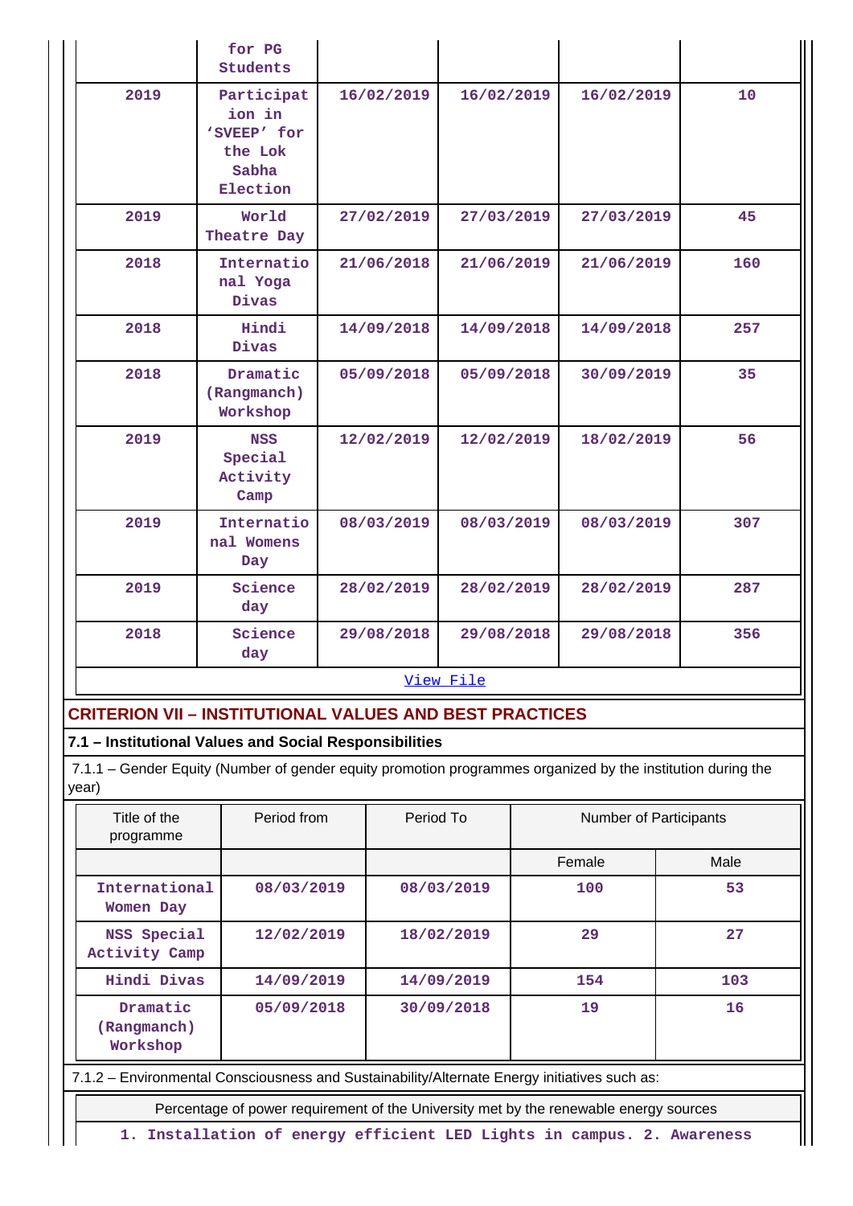| | for PG Students | | | | |
|---|---|---|---|---|---|
| 2019 | Participation in 'SVEEP' for the Lok Sabha Election | 16/02/2019 | 16/02/2019 | 16/02/2019 | 10 |
| 2019 | World Theatre Day | 27/02/2019 | 27/03/2019 | 27/03/2019 | 45 |
| 2018 | International Yoga Divas | 21/06/2018 | 21/06/2019 | 21/06/2019 | 160 |
| 2018 | Hindi Divas | 14/09/2018 | 14/09/2018 | 14/09/2018 | 257 |
| 2018 | Dramatic (Rangmanch) Workshop | 05/09/2018 | 05/09/2018 | 30/09/2019 | 35 |
| 2019 | NSS Special Activity Camp | 12/02/2019 | 12/02/2019 | 18/02/2019 | 56 |
| 2019 | International Womens Day | 08/03/2019 | 08/03/2019 | 08/03/2019 | 307 |
| 2019 | Science day | 28/02/2019 | 28/02/2019 | 28/02/2019 | 287 |
| 2018 | Science day | 29/08/2018 | 29/08/2018 | 29/08/2018 | 356 |

[View File]

## CRITERION VII – INSTITUTIONAL VALUES AND BEST PRACTICES

### 7.1 – Institutional Values and Social Responsibilities

7.1.1 – Gender Equity (Number of gender equity promotion programmes organized by the institution during the year)

| Title of the programme | Period from | Period To | Number of Participants | |
|---|---|---|---|---|
| | | | Female | Male |
| International Women Day | 08/03/2019 | 08/03/2019 | 100 | 53 |
| NSS Special Activity Camp | 12/02/2019 | 18/02/2019 | 29 | 27 |
| Hindi Divas | 14/09/2019 | 14/09/2019 | 154 | 103 |
| Dramatic (Rangmanch) Workshop | 05/09/2018 | 30/09/2018 | 19 | 16 |

7.1.2 – Environmental Consciousness and Sustainability/Alternate Energy initiatives such as:

| Percentage of power requirement of the University met by the renewable energy sources |
|---|
| 1. Installation of energy efficient LED Lights in campus. 2. Awareness |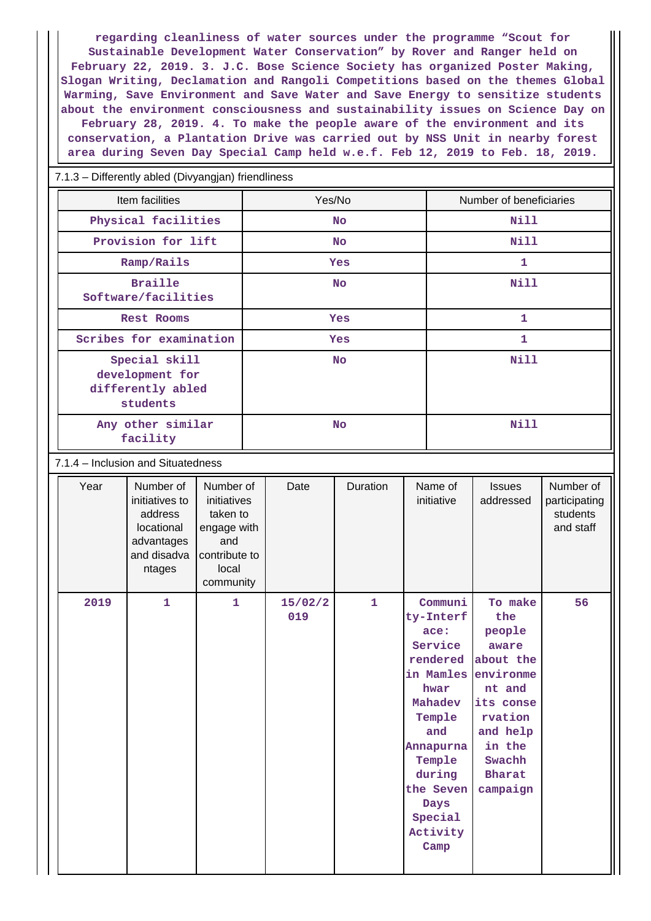regarding cleanliness of water sources under the programme “Scout for Sustainable Development Water Conservation” by Rover and Ranger held on February 22, 2019. 3. J.C. Bose Science Society has organized Poster Making, Slogan Writing, Declamation and Rangoli Competitions based on the themes Global Warming, Save Environment and Save Water and Save Energy to sensitize students about the environment consciousness and sustainability issues on Science Day on February 28, 2019. 4. To make the people aware of the environment and its conservation, a Plantation Drive was carried out by NSS Unit in nearby forest area during Seven Day Special Camp held w.e.f. Feb 12, 2019 to Feb. 18, 2019.

7.1.3 – Differently abled (Divyangjan) friendliness

| Item facilities | Yes/No | Number of beneficiaries |
|---|---|---|
| Physical facilities | No | Nill |
| Provision for lift | No | Nill |
| Ramp/Rails | Yes | 1 |
| Braille Software/facilities | No | Nill |
| Rest Rooms | Yes | 1 |
| Scribes for examination | Yes | 1 |
| Special skill development for differently abled students | No | Nill |
| Any other similar facility | No | Nill |

7.1.4 – Inclusion and Situatedness

| Year | Number of initiatives to address locational advantages and disadvantages | Number of initiatives taken to engage with and contribute to local community | Date | Duration | Name of initiative | Issues addressed | Number of participating students and staff |
|---|---|---|---|---|---|---|---|
| 2019 | 1 | 1 | 15/02/2019 | 1 | Community-Interface: Service rendered in Mamleshwar Mahadev Temple and Annapurna Temple during the Seven Days Special Activity Camp | To make the people aware about the environment and its conservation and help in the Swachh Bharat campaign | 56 |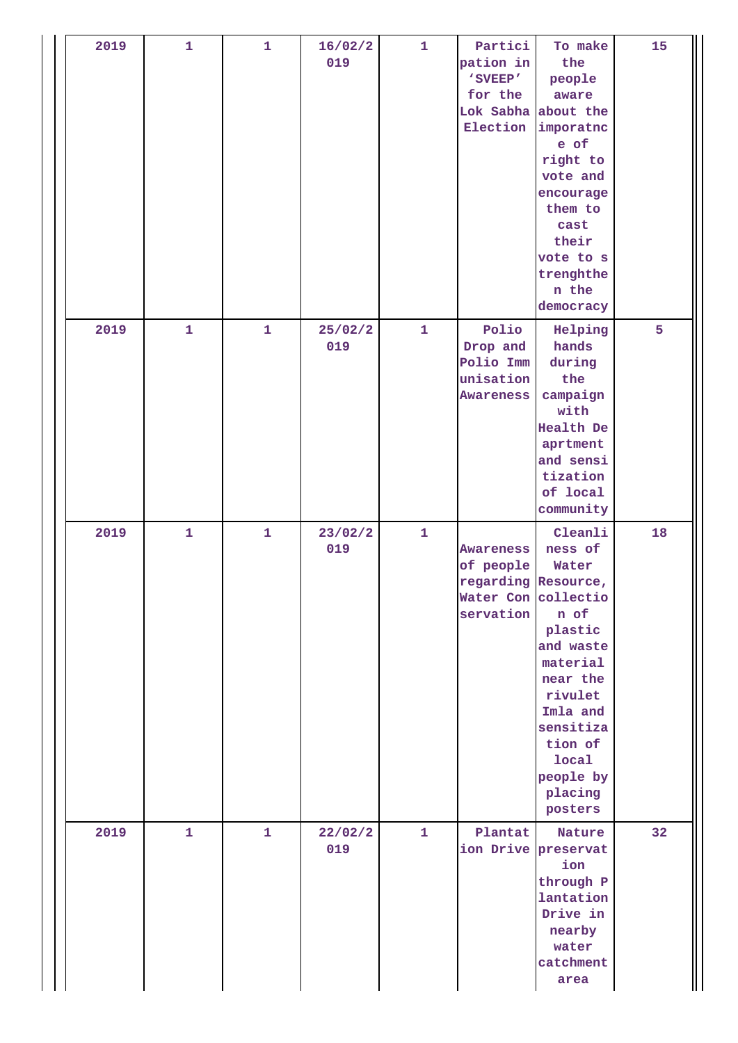| 2019 | 1 | 1 | 16/02/2019 | 1 | Participation in 'SVEEP' for the Lok Sabha Election | To make the people aware about the imporatnce of right to vote and encourage them to cast their vote to strenghthen the democracy | 15 |
|---|---|---|---|---|---|---|---|
| 2019 | 1 | 1 | 25/02/2019 | 1 | Polio Drop and Polio Immunisation Awareness | Helping hands during the campaign with Health Deaprtment and sensitization of local community | 5 |
| 2019 | 1 | 1 | 23/02/2019 | 1 | Awareness of people regarding Water Conservation | Cleanliness of Water Resource, collection of plastic and waste material near the rivulet Imla and sensitization of local people by placing posters | 18 |
| 2019 | 1 | 1 | 22/02/2019 | 1 | Plantation Drive | Nature preservation through Plantation Drive in nearby water catchment area | 32 |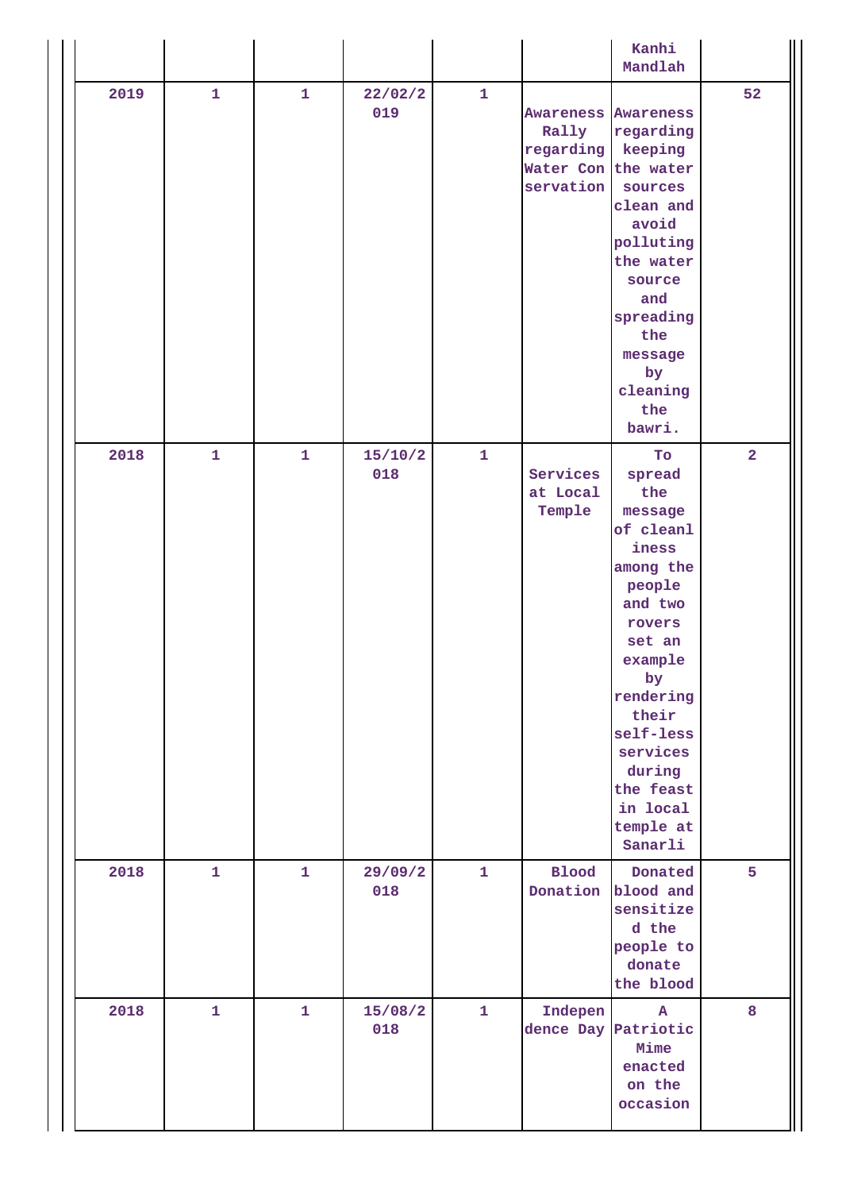|  |  |  |  |  |  | Kanhi Mandlah |  |
|---|---|---|---|---|---|---|---|
| 2019 | 1 | 1 | 22/02/2019 | 1 | Awareness Rally regarding Water Conservation | Awareness regarding keeping the water sources clean and avoid polluting the water source and spreading the message by cleaning the bawri. | 52 |
| 2018 | 1 | 1 | 15/10/2018 | 1 | Services at Local Temple | To spread the message of cleanliness among the people and two rovers set an example by rendering their self-less services during the feast in local temple at Sanarli | 2 |
| 2018 | 1 | 1 | 29/09/2018 | 1 | Blood Donation | Donated blood and sensitized the people to donate the blood | 5 |
| 2018 | 1 | 1 | 15/08/2018 | 1 | Independence Day | A Patriotic Mime enacted on the occasion | 8 |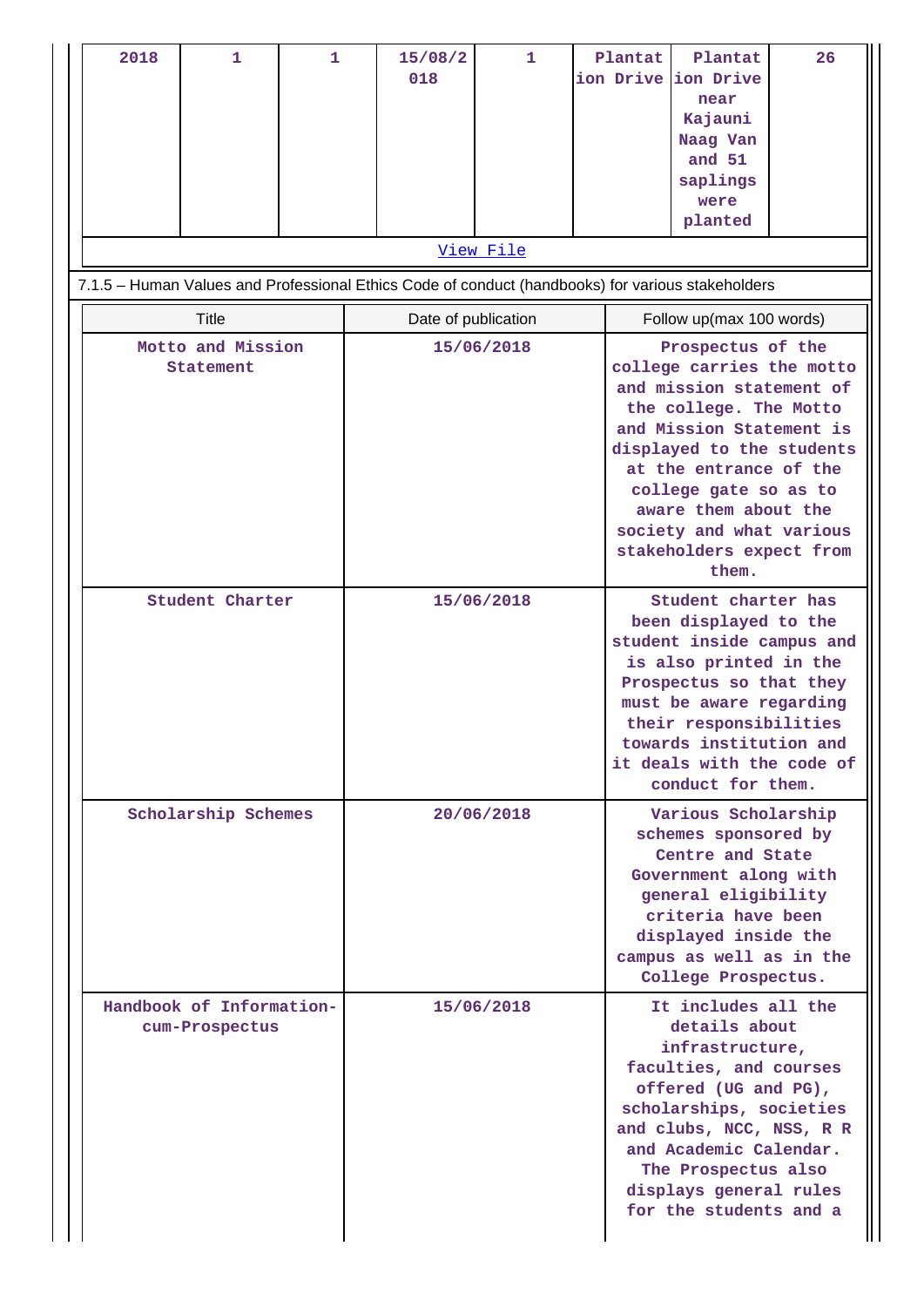| 2018 | 1 | 1 | 15/08/2018 | 1 | Plantation Drive | Plantation Drive near Kajauni Naag Van and 51 saplings were planted | 26 |
|---|---|---|---|---|---|---|---|
| View File | | | | | | | |

7.1.5 – Human Values and Professional Ethics Code of conduct (handbooks) for various stakeholders

| Title | Date of publication | Follow up(max 100 words) |
|---|---|---|
| Motto and Mission Statement | 15/06/2018 | Prospectus of the college carries the motto and mission statement of the college. The Motto and Mission Statement is displayed to the students at the entrance of the college gate so as to aware them about the society and what various stakeholders expect from them. |
| Student Charter | 15/06/2018 | Student charter has been displayed to the student inside campus and is also printed in the Prospectus so that they must be aware regarding their responsibilities towards institution and it deals with the code of conduct for them. |
| Scholarship Schemes | 20/06/2018 | Various Scholarship schemes sponsored by Centre and State Government along with general eligibility criteria have been displayed inside the campus as well as in the College Prospectus. |
| Handbook of Information-cum-Prospectus | 15/06/2018 | It includes all the details about infrastructure, faculties, and courses offered (UG and PG), scholarships, societies and clubs, NCC, NSS, R R and Academic Calendar. The Prospectus also displays general rules for the students and a |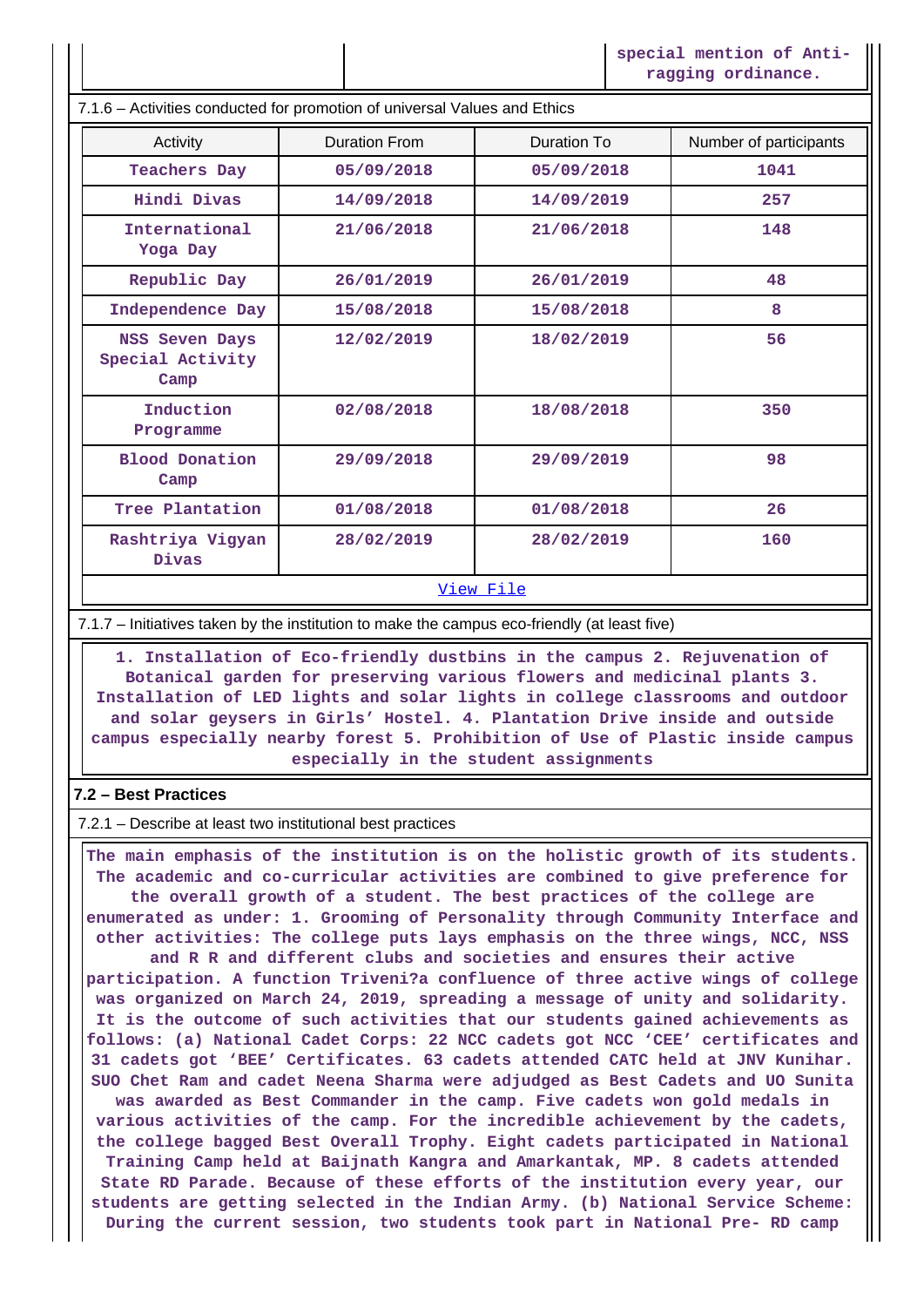| | | special mention of Anti-ragging ordinance. |
|---|---|---|

7.1.6 – Activities conducted for promotion of universal Values and Ethics

| Activity | Duration From | Duration To | Number of participants |
|---|---|---|---|
| Teachers Day | 05/09/2018 | 05/09/2018 | 1041 |
| Hindi Divas | 14/09/2018 | 14/09/2019 | 257 |
| International Yoga Day | 21/06/2018 | 21/06/2018 | 148 |
| Republic Day | 26/01/2019 | 26/01/2019 | 48 |
| Independence Day | 15/08/2018 | 15/08/2018 | 8 |
| NSS Seven Days Special Activity Camp | 12/02/2019 | 18/02/2019 | 56 |
| Induction Programme | 02/08/2018 | 18/08/2018 | 350 |
| Blood Donation Camp | 29/09/2018 | 29/09/2019 | 98 |
| Tree Plantation | 01/08/2018 | 01/08/2018 | 26 |
| Rashtriya Vigyan Divas | 28/02/2019 | 28/02/2019 | 160 |

View File

7.1.7 – Initiatives taken by the institution to make the campus eco-friendly (at least five)

1. Installation of Eco-friendly dustbins in the campus 2. Rejuvenation of Botanical garden for preserving various flowers and medicinal plants 3. Installation of LED lights and solar lights in college classrooms and outdoor and solar geysers in Girls' Hostel. 4. Plantation Drive inside and outside campus especially nearby forest 5. Prohibition of Use of Plastic inside campus especially in the student assignments

**7.2 – Best Practices**

7.2.1 – Describe at least two institutional best practices

The main emphasis of the institution is on the holistic growth of its students. The academic and co-curricular activities are combined to give preference for the overall growth of a student. The best practices of the college are enumerated as under: 1. Grooming of Personality through Community Interface and other activities: The college puts lays emphasis on the three wings, NCC, NSS and R R and different clubs and societies and ensures their active participation. A function Triveni?a confluence of three active wings of college was organized on March 24, 2019, spreading a message of unity and solidarity. It is the outcome of such activities that our students gained achievements as follows: (a) National Cadet Corps: 22 NCC cadets got NCC 'CEE' certificates and 31 cadets got 'BEE' Certificates. 63 cadets attended CATC held at JNV Kunihar. SUO Chet Ram and cadet Neena Sharma were adjudged as Best Cadets and UO Sunita was awarded as Best Commander in the camp. Five cadets won gold medals in various activities of the camp. For the incredible achievement by the cadets, the college bagged Best Overall Trophy. Eight cadets participated in National Training Camp held at Baijnath Kangra and Amarkantak, MP. 8 cadets attended State RD Parade. Because of these efforts of the institution every year, our students are getting selected in the Indian Army. (b) National Service Scheme: During the current session, two students took part in National Pre- RD camp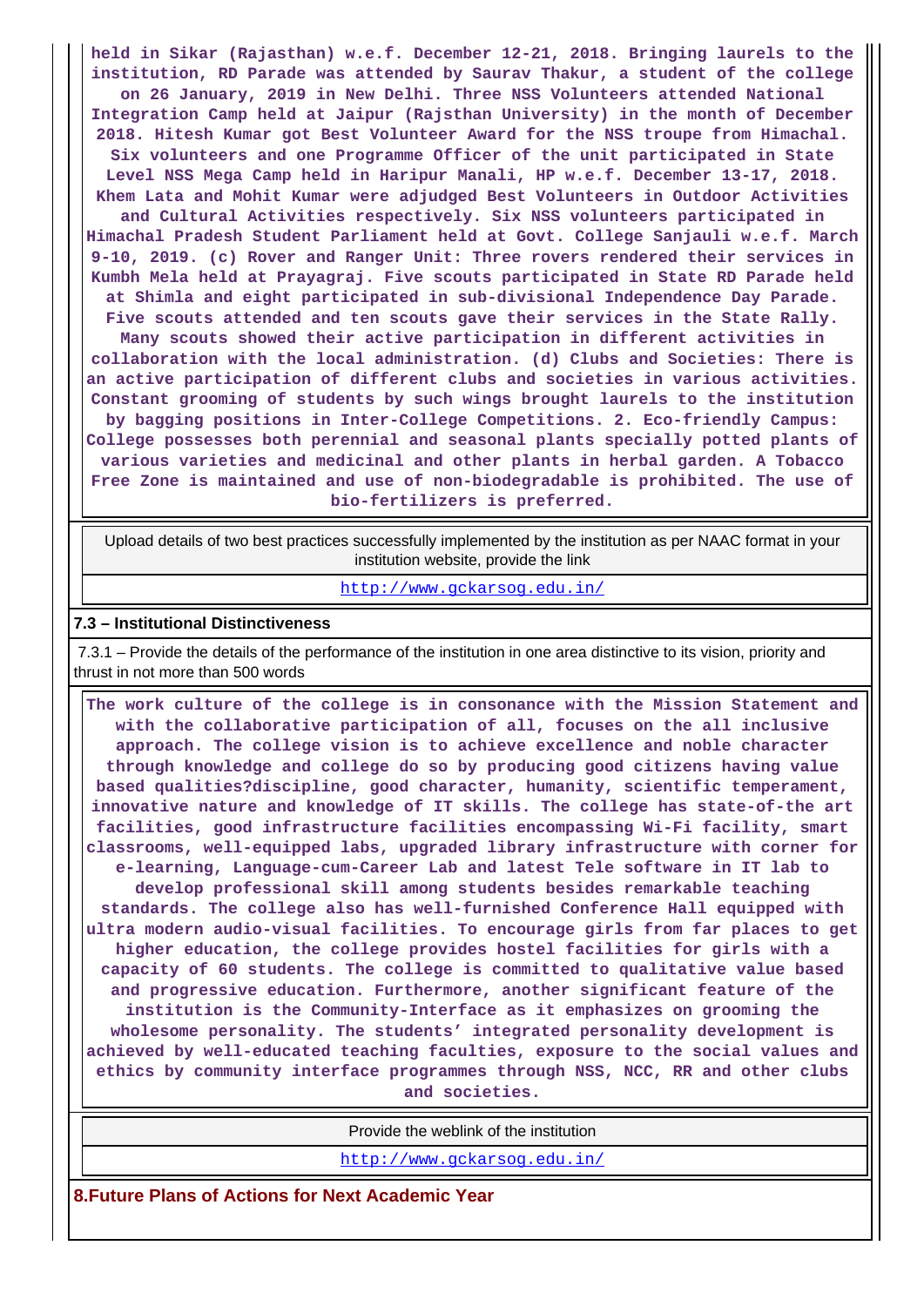held in Sikar (Rajasthan) w.e.f. December 12-21, 2018. Bringing laurels to the institution, RD Parade was attended by Saurav Thakur, a student of the college on 26 January, 2019 in New Delhi. Three NSS Volunteers attended National Integration Camp held at Jaipur (Rajsthan University) in the month of December 2018. Hitesh Kumar got Best Volunteer Award for the NSS troupe from Himachal. Six volunteers and one Programme Officer of the unit participated in State Level NSS Mega Camp held in Haripur Manali, HP w.e.f. December 13-17, 2018. Khem Lata and Mohit Kumar were adjudged Best Volunteers in Outdoor Activities and Cultural Activities respectively. Six NSS volunteers participated in Himachal Pradesh Student Parliament held at Govt. College Sanjauli w.e.f. March 9-10, 2019. (c) Rover and Ranger Unit: Three rovers rendered their services in Kumbh Mela held at Prayagraj. Five scouts participated in State RD Parade held at Shimla and eight participated in sub-divisional Independence Day Parade. Five scouts attended and ten scouts gave their services in the State Rally. Many scouts showed their active participation in different activities in collaboration with the local administration. (d) Clubs and Societies: There is an active participation of different clubs and societies in various activities. Constant grooming of students by such wings brought laurels to the institution by bagging positions in Inter-College Competitions. 2. Eco-friendly Campus: College possesses both perennial and seasonal plants specially potted plants of various varieties and medicinal and other plants in herbal garden. A Tobacco Free Zone is maintained and use of non-biodegradable is prohibited. The use of bio-fertilizers is preferred.

| Upload details of two best practices successfully implemented by the institution as per NAAC format in your institution website, provide the link |
|---|
| http://www.gckarsog.edu.in/ |

**7.3 – Institutional Distinctiveness**

7.3.1 – Provide the details of the performance of the institution in one area distinctive to its vision, priority and thrust in not more than 500 words

The work culture of the college is in consonance with the Mission Statement and with the collaborative participation of all, focuses on the all inclusive approach. The college vision is to achieve excellence and noble character through knowledge and college do so by producing good citizens having value based qualities?discipline, good character, humanity, scientific temperament, innovative nature and knowledge of IT skills. The college has state-of-the art facilities, good infrastructure facilities encompassing Wi-Fi facility, smart classrooms, well-equipped labs, upgraded library infrastructure with corner for e-learning, Language-cum-Career Lab and latest Tele software in IT lab to develop professional skill among students besides remarkable teaching standards. The college also has well-furnished Conference Hall equipped with ultra modern audio-visual facilities. To encourage girls from far places to get higher education, the college provides hostel facilities for girls with a capacity of 60 students. The college is committed to qualitative value based and progressive education. Furthermore, another significant feature of the institution is the Community-Interface as it emphasizes on grooming the wholesome personality. The students' integrated personality development is achieved by well-educated teaching faculties, exposure to the social values and ethics by community interface programmes through NSS, NCC, RR and other clubs and societies.

| Provide the weblink of the institution |
|---|
| http://www.gckarsog.edu.in/ |

**8.Future Plans of Actions for Next Academic Year**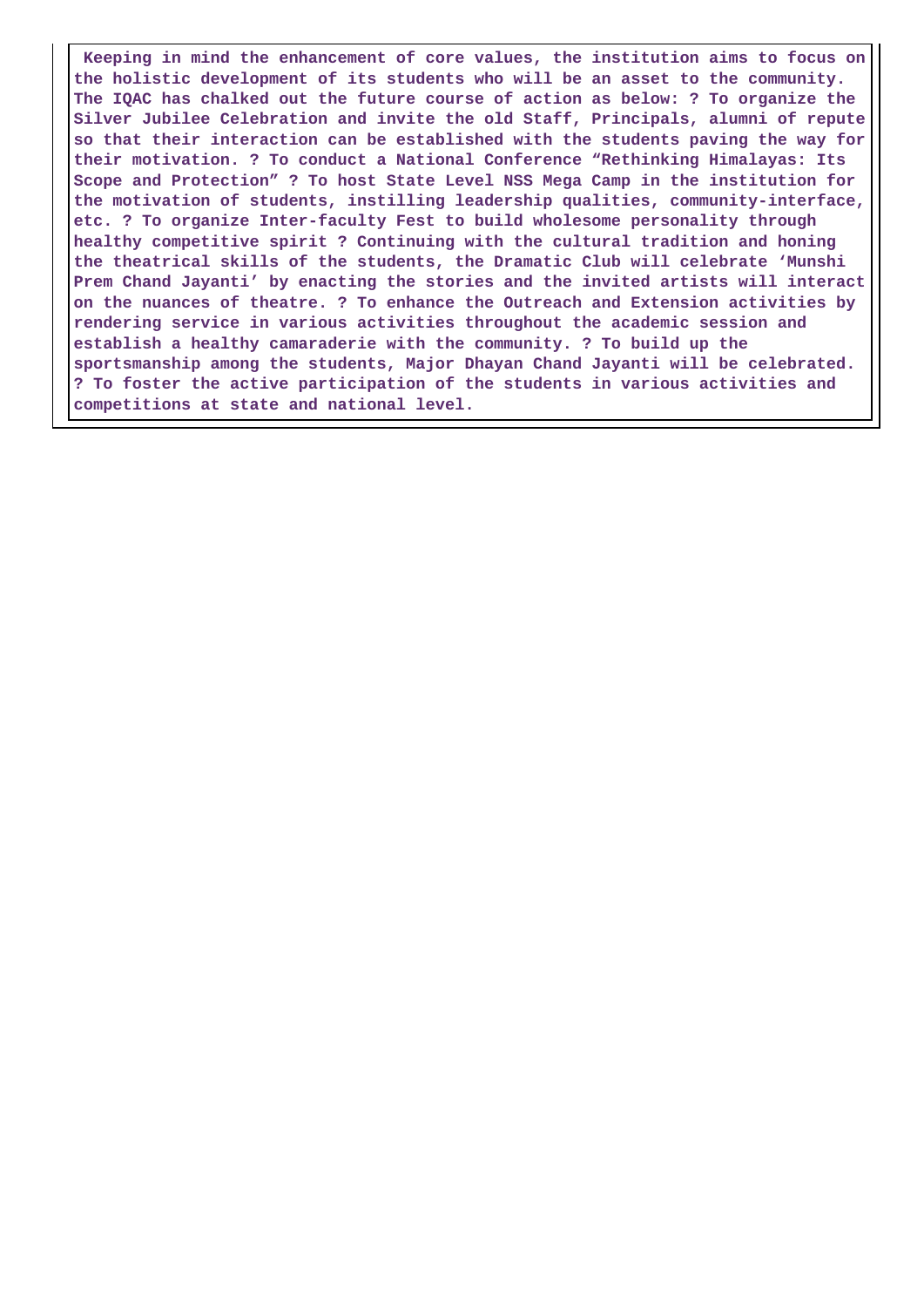Keeping in mind the enhancement of core values, the institution aims to focus on the holistic development of its students who will be an asset to the community. The IQAC has chalked out the future course of action as below: ? To organize the Silver Jubilee Celebration and invite the old Staff, Principals, alumni of repute so that their interaction can be established with the students paving the way for their motivation. ? To conduct a National Conference "Rethinking Himalayas: Its Scope and Protection" ? To host State Level NSS Mega Camp in the institution for the motivation of students, instilling leadership qualities, community-interface, etc. ? To organize Inter-faculty Fest to build wholesome personality through healthy competitive spirit ? Continuing with the cultural tradition and honing the theatrical skills of the students, the Dramatic Club will celebrate 'Munshi Prem Chand Jayanti' by enacting the stories and the invited artists will interact on the nuances of theatre. ? To enhance the Outreach and Extension activities by rendering service in various activities throughout the academic session and establish a healthy camaraderie with the community. ? To build up the sportsmanship among the students, Major Dhayan Chand Jayanti will be celebrated. ? To foster the active participation of the students in various activities and competitions at state and national level.